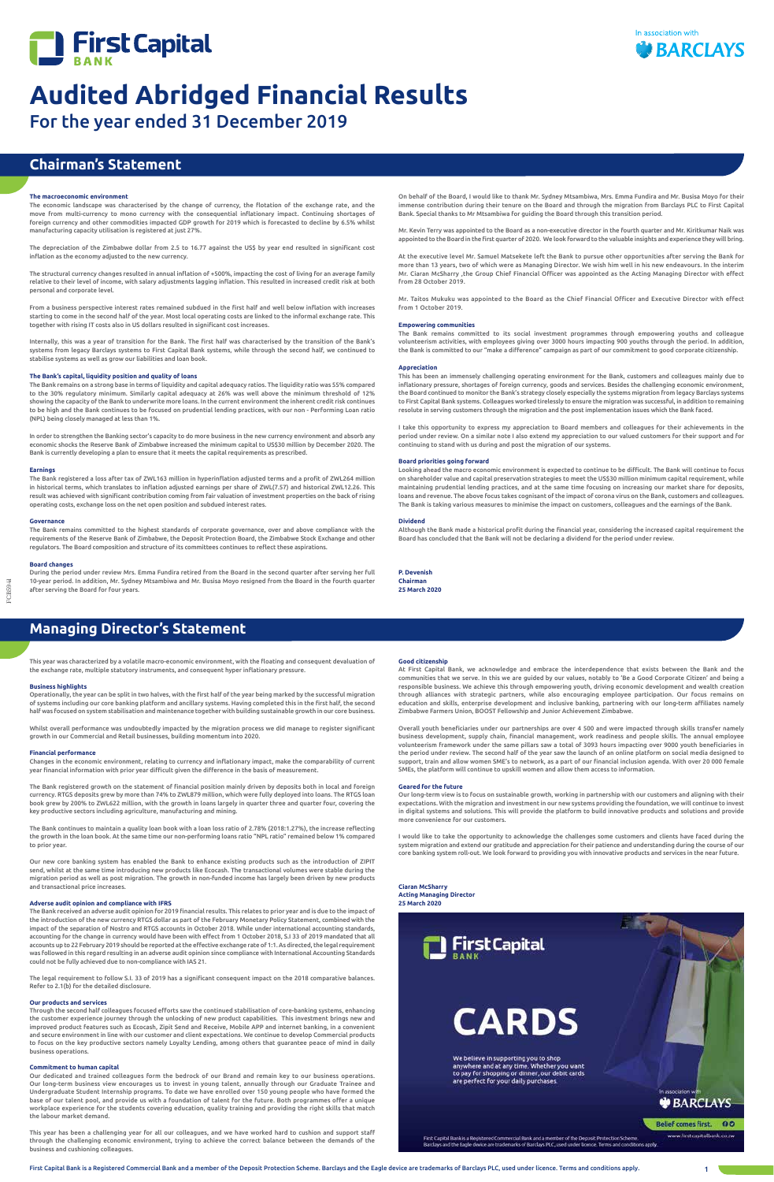First Capital BANK

In association with BARCLAYS

# Audited Abridged Financial Results

## For the year ended 31 December 2019

## Chairman's Statement

### The macroeconomic environment

The economic landscape was characterised by the change of currency, the flotation of the exchange rate, and the move from multi-currency to mono currency with the consequential inflationary impact. Continuing shortages of foreign currency and other commodities impacted GDP growth for 2019 which is forecasted to decline by 6.5% whilst manufacturing capacity utilisation is registered at just 27%.

The depreciation of the Zimbabwe dollar from 2.5 to 16.77 against the US$ by year end resulted in significant cost inflation as the economy adjusted to the new currency.

The structural currency changes resulted in annual inflation of +500%, impacting the cost of living for an average family relative to their level of income, with salary adjustments lagging inflation. This resulted in increased credit risk at both personal and corporate level.

From a business perspective interest rates remained subdued in the first half and well below inflation with increases starting to come in the second half of the year. Most local operating costs are linked to the informal exchange rate. This together with rising IT costs also in US dollars resulted in significant cost increases.

Internally, this was a year of transition for the Bank. The first half was characterised by the transition of the Bank's systems from legacy Barclays systems to First Capital Bank systems, while through the second half, we continued to stabilise systems as well as grow our liabilities and loan book.

### The Bank's capital, liquidity position and quality of loans

The Bank remains on a strong base in terms of liquidity and capital adequacy ratios. The liquidity ratio was 55% compared to the 30% regulatory minimum. Similarly capital adequacy at 26% was well above the minimum threshold of 12% showing the capacity of the Bank to underwrite more loans. In the current environment the inherent credit risk continues to be high and the Bank continues to be focused on prudential lending practices, with our non - Performing Loan ratio (NPL) being closely managed at less than 1%.

In order to strengthen the Banking sector's capacity to do more business in the new currency environment and absorb any economic shocks the Reserve Bank of Zimbabwe increased the minimum capital to US$30 million by December 2020. The Bank is currently developing a plan to ensure that it meets the capital requirements as prescribed.

### Earnings

The Bank registered a loss after tax of ZWL163 million in hyperinflation adjusted terms and a profit of ZWL264 million in historical terms, which translates to inflation adjusted earnings per share of ZWL(7.57) and historical ZWL12.26. This result was achieved with significant contribution coming from fair valuation of investment properties on the back of rising operating costs, exchange loss on the net open position and subdued interest rates.

### Governance

The Bank remains committed to the highest standards of corporate governance, over and above compliance with the requirements of the Reserve Bank of Zimbabwe, the Deposit Protection Board, the Zimbabwe Stock Exchange and other regulators. The Board composition and structure of its committees continues to reflect these aspirations.

### Board changes

During the period under review Mrs. Emma Fundira retired from the Board in the second quarter after serving her full 10-year period. In addition, Mr. Sydney Mtsambiwa and Mr. Busisa Moyo resigned from the Board in the fourth quarter after serving the Board for four years.

On behalf of the Board, I would like to thank Mr. Sydney Mtsambiwa, Mrs. Emma Fundira and Mr. Busisa Moyo for their immense contribution during their tenure on the Board and through the migration from Barclays PLC to First Capital Bank. Special thanks to Mr Mtsambiwa for guiding the Board through this transition period.

Mr. Kevin Terry was appointed to the Board as a non-executive director in the fourth quarter and Mr. Kiritkumar Naik was appointed to the Board in the first quarter of 2020. We look forward to the valuable insights and experience they will bring.

At the executive level Mr. Samuel Matsekete left the Bank to pursue other opportunities after serving the Bank for more than 13 years, two of which were as Managing Director. We wish him well in his new endeavours. In the interim Mr. Ciaran McSharry ,the Group Chief Financial Officer was appointed as the Acting Managing Director with effect from 28 October 2019.

Mr. Taitos Mukuku was appointed to the Board as the Chief Financial Officer and Executive Director with effect from 1 October 2019.

### Empowering communities

The Bank remains committed to its social investment programmes through empowering youths and colleague volunteerism activities, with employees giving over 3000 hours impacting 900 youths through the period. In addition, the Bank is committed to our "make a difference" campaign as part of our commitment to good corporate citizenship.

### Appreciation

This has been an immensely challenging operating environment for the Bank, customers and colleagues mainly due to inflationary pressure, shortages of foreign currency, goods and services. Besides the challenging economic environment, the Board continued to monitor the Bank's strategy closely especially the systems migration from legacy Barclays systems to First Capital Bank systems. Colleagues worked tirelessly to ensure the migration was successful, in addition to remaining resolute in serving customers through the migration and the post implementation issues which the Bank faced.

I take this opportunity to express my appreciation to Board members and colleagues for their achievements in the period under review. On a similar note I also extend my appreciation to our valued customers for their support and for continuing to stand with us during and post the migration of our systems.

### Board priorities going forward

Looking ahead the macro economic environment is expected to continue to be difficult. The Bank will continue to focus on shareholder value and capital preservation strategies to meet the US$30 million minimum capital requirement, while maintaining prudential lending practices, and at the same time focusing on increasing our market share for deposits, loans and revenue. The above focus takes cognisant of the impact of corona virus on the Bank, customers and colleagues. The Bank is taking various measures to minimise the impact on customers, colleagues and the earnings of the Bank.

### Dividend

Although the Bank made a historical profit during the financial year, considering the increased capital requirement the Board has concluded that the Bank will not be declaring a dividend for the period under review.

**P. Devenish**
**Chairman**
**25 March 2020**

## Managing Director's Statement

This year was characterized by a volatile macro-economic environment, with the floating and consequent devaluation of the exchange rate, multiple statutory instruments, and consequent hyper inflationary pressure.

### Business highlights

Operationally, the year can be split in two halves, with the first half of the year being marked by the successful migration of systems including our core banking platform and ancillary systems. Having completed this in the first half, the second half was focused on system stabilisation and maintenance together with building sustainable growth in our core business.

Whilst overall performance was undoubtedly impacted by the migration process we did manage to register significant growth in our Commercial and Retail businesses, building momentum into 2020.

### Financial performance

Changes in the economic environment, relating to currency and inflationary impact, make the comparability of current year financial information with prior year difficult given the difference in the basis of measurement.

The Bank registered growth on the statement of financial position mainly driven by deposits both in local and foreign currency. RTGS deposits grew by more than 74% to ZWL879 million, which were fully deployed into loans. The RTGS loan book grew by 200% to ZWL622 million, with the growth in loans largely in quarter three and quarter four, covering the key productive sectors including agriculture, manufacturing and mining.

The Bank continues to maintain a quality loan book with a loan loss ratio of 2.78% (2018:1.27%), the increase reflecting the growth in the loan book. At the same time our non-performing loans ratio "NPL ratio" remained below 1% compared to prior year.

Our new core banking system has enabled the Bank to enhance existing products such as the introduction of ZIPIT send, whilst at the same time introducing new products like Ecocash. The transactional volumes were stable during the migration period as well as post migration. The growth in non-funded income has largely been driven by new products and transactional price increases.

### Adverse audit opinion and compliance with IFRS

The Bank received an adverse audit opinion for 2019 financial results. This relates to prior year and is due to the impact of the introduction of the new currency RTGS dollar as part of the February Monetary Policy Statement, combined with the impact of the separation of Nostro and RTGS accounts in October 2018. While under international accounting standards, accounting for the change in currency would have been with effect from 1 October 2018, S.I 33 of 2019 mandated that all accounts up to 22 February 2019 should be reported at the effective exchange rate of 1:1. As directed, the legal requirement was followed in this regard resulting in an adverse audit opinion since compliance with International Accounting Standards could not be fully achieved due to non-compliance with IAS 21.

The legal requirement to follow S.I. 33 of 2019 has a significant consequent impact on the 2018 comparative balances. Refer to 2.1(b) for the detailed disclosure.

### Our products and services

Through the second half colleagues focused efforts saw the continued stabilisation of core-banking systems, enhancing the customer experience journey through the unlocking of new product capabilities. This investment brings new and improved product features such as Ecocash, Zipit Send and Receive, Mobile APP and internet banking, in a convenient and secure environment in line with our customer and client expectations. We continue to develop Commercial products to focus on the key productive sectors namely Loyalty Lending, among others that guarantee peace of mind in daily business operations.

### Commitment to human capital

Our dedicated and trained colleagues form the bedrock of our Brand and remain key to our business operations. Our long-term business view encourages us to invest in young talent, annually through our Graduate Trainee and Undergraduate Student Internship programs. To date we have enrolled over 150 young people who have formed the base of our talent pool, and provide us with a foundation of talent for the future. Both programmes offer a unique workplace experience for the students covering education, quality training and providing the right skills that match the labour market demand.

This year has been a challenging year for all our colleagues, and we have worked hard to cushion and support staff through the challenging economic environment, trying to achieve the correct balance between the demands of the business and cushioning colleagues.

### Good citizenship

At First Capital Bank, we acknowledge and embrace the interdependence that exists between the Bank and the communities that we serve. In this we are guided by our values, notably to 'Be a Good Corporate Citizen' and being a responsible business. We achieve this through empowering youth, driving economic development and wealth creation through alliances with strategic partners, while also encouraging employee participation. Our focus remains on education and skills, enterprise development and inclusive banking, partnering with our long-term affiliates namely Zimbabwe Farmers Union, BOOST Fellowship and Junior Achievement Zimbabwe.

Overall youth beneficiaries under our partnerships are over 4 500 and were impacted through skills transfer namely business development, supply chain, financial management, work readiness and people skills. The annual employee volunteerism framework under the same pillars saw a total of 3093 hours impacting over 9000 youth beneficiaries in the period under review. The second half of the year saw the launch of an online platform on social media designed to support, train and allow women SME's to network, as a part of our financial inclusion agenda. With over 20 000 female SMEs, the platform will continue to upskill women and allow them access to information.

### Geared for the future

Our long-term view is to focus on sustainable growth, working in partnership with our customers and aligning with their expectations. With the migration and investment in our new systems providing the foundation, we will continue to invest in digital systems and solutions. This will provide the platform to build innovative products and solutions and provide more convenience for our customers.

I would like to take the opportunity to acknowledge the challenges some customers and clients have faced during the system migration and extend our gratitude and appreciation for their patience and understanding during the course of our core banking system roll-out. We look forward to providing you with innovative products and services in the near future.

**Ciaran McSharry**
**Acting Managing Director**
**25 March 2020**

First Capital BANK

# CARDS

We believe in supporting you to shop anywhere and at any time. Whether you want to pay for shopping or dinner, our debit cards are perfect for your daily purchases.

In association with BARCLAYS

Belief comes first.

www.firstcapitalbank.co.zw

First Capital Bank is a Registered Commercial Bank and a member of the Deposit Protection Scheme. Barclays and the Eagle device are trademarks of Barclays PLC, used under licence. Terms and conditions apply.

First Capital Bank is a Registered Commercial Bank and a member of the Deposit Protection Scheme. Barclays and the Eagle device are trademarks of Barclays PLC, used under licence. Terms and conditions apply.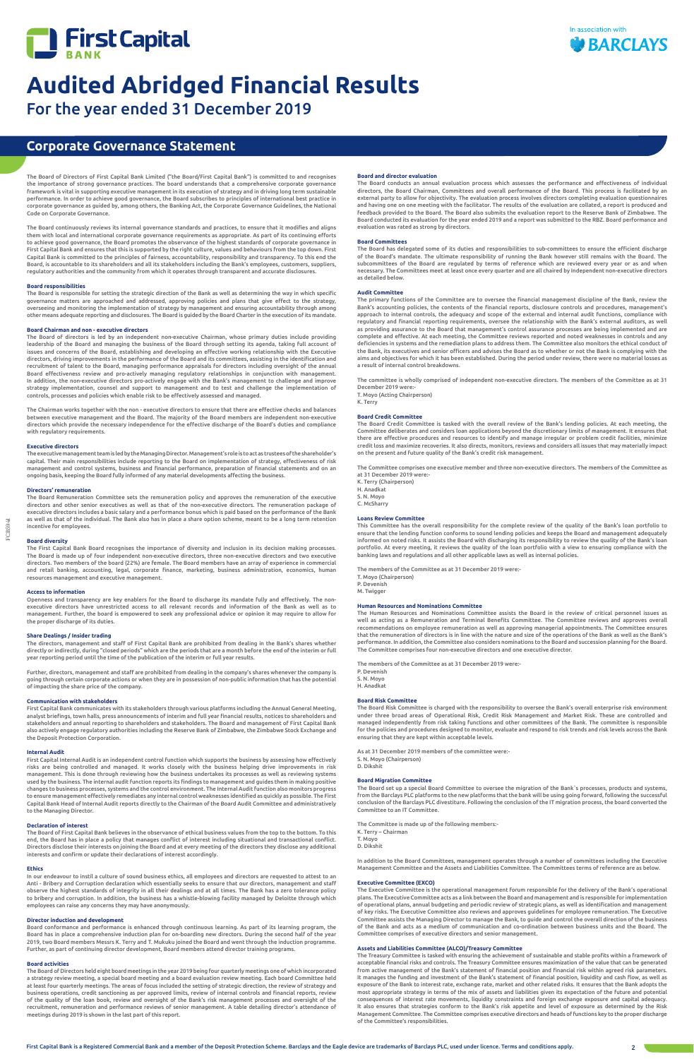# Audited Abridged Financial Results

For the year ended 31 December 2019

## Corporate Governance Statement

The Board of Directors of First Capital Bank Limited ("the Board/First Capital Bank") is committed to and recognises the importance of strong governance practices. The board understands that a comprehensive corporate governance framework is vital in supporting executive management in its execution of strategy and in driving long term sustainable performance. In order to achieve good governance, the Board subscribes to principles of international best practice in corporate governance as guided by, among others, the Banking Act, the Corporate Governance Guidelines, the National Code on Corporate Governance.

The Board continuously reviews its internal governance standards and practices, to ensure that it modifies and aligns them with local and international corporate governance requirements as appropriate. As part of its continuing efforts to achieve good governance, the Board promotes the observance of the highest standards of corporate governance in First Capital Bank and ensures that this is supported by the right culture, values and behaviours from the top down. First Capital Bank is committed to the principles of fairness, accountability, responsibility and transparency. To this end the Board, is accountable to its shareholders and all its stakeholders including the Bank's employees, customers, suppliers, regulatory authorities and the community from which it operates through transparent and accurate disclosures.

### Board responsibilities

The Board is responsible for setting the strategic direction of the Bank as well as determining the way in which specific governance matters are approached and addressed, approving policies and plans that give effect to the strategy, overseeing and monitoring the implementation of strategy by management and ensuring accountability through among other means adequate reporting and disclosures. The Board is guided by the Board Charter in the execution of its mandate.

### Board Chairman and non - executive directors

The Board of directors is led by an independent non-executive Chairman, whose primary duties include providing leadership of the Board and managing the business of the Board through setting its agenda, taking full account of issues and concerns of the Board, establishing and developing an effective working relationship with the Executive directors, driving improvements in the performance of the Board and its committees, assisting in the identification and recruitment of talent to the Board, managing performance appraisals for directors including oversight of the annual Board effectiveness review and pro-actively managing regulatory relationships in conjunction with management. In addition, the non-executive directors pro-actively engage with the Bank's management to challenge and improve strategy implementation, counsel and support to management and to test and challenge the implementation of controls, processes and policies which enable risk to be effectively assessed and managed.

The Chairman works together with the non - executive directors to ensure that there are effective checks and balances between executive management and the Board. The majority of the Board members are independent non-executive directors which provide the necessary independence for the effective discharge of the Board's duties and compliance with regulatory requirements.

### Executive directors

The executive management team is led by the Managing Director. Management's role is to act as trustees of the shareholder's capital. Their main responsibilities include reporting to the Board on implementation of strategy, effectiveness of risk management and control systems, business and financial performance, preparation of financial statements and on an ongoing basis, keeping the Board fully informed of any material developments affecting the business.

### Directors' remuneration

The Board Remuneration Committee sets the remuneration policy and approves the remuneration of the executive directors and other senior executives as well as that of the non-executive directors. The remuneration package of executive directors includes a basic salary and a performance bonus which is paid based on the performance of the Bank as well as that of the individual. The Bank also has in place a share option scheme, meant to be a long term retention incentive for employees.

### Board diversity

The First Capital Bank Board recognises the importance of diversity and inclusion in its decision making processes. The Board is made up of four independent non-executive directors, three non-executive directors and two executive directors. Two members of the board (22%) are female. The Board members have an array of experience in commercial and retail banking, accounting, legal, corporate finance, marketing, business administration, economics, human resources management and executive management.

### Access to information

Openness and transparency are key enablers for the Board to discharge its mandate fully and effectively. The non-executive directors have unrestricted access to all relevant records and information of the Bank as well as to management. Further, the board is empowered to seek any professional advice or opinion it may require to allow for the proper discharge of its duties.

### Share Dealings / Insider trading

The directors, management and staff of First Capital Bank are prohibited from dealing in the Bank's shares whether directly or indirectly, during "closed periods" which are the periods that are a month before the end of the interim or full year reporting period until the time of the publication of the interim or full year results.

Further, directors, management and staff are prohibited from dealing in the company's shares whenever the company is going through certain corporate actions or when they are in possession of non-public information that has the potential of impacting the share price of the company.

### Communication with stakeholders

First Capital Bank communicates with its stakeholders through various platforms including the Annual General Meeting, analyst briefings, town halls, press announcements of interim and full year financial results, notices to shareholders and stakeholders and annual reporting to shareholders and stakeholders. The Board and management of First Capital Bank also actively engage regulatory authorities including the Reserve Bank of Zimbabwe, the Zimbabwe Stock Exchange and the Deposit Protection Corporation.

### Internal Audit

First Capital Internal Audit is an independent control function which supports the business by assessing how effectively risks are being controlled and managed. It works closely with the business helping drive improvements in risk management. This is done through reviewing how the business undertakes its processes as well as reviewing systems used by the business. The internal audit function reports its findings to management and guides them in making positive changes to business processes, systems and the control environment. The Internal Audit function also monitors progress to ensure management effectively remediates any internal control weaknesses identified as quickly as possible. The First Capital Bank Head of Internal Audit reports directly to the Chairman of the Board Audit Committee and administratively to the Managing Director.

### Declaration of interest

The Board of First Capital Bank believes in the observance of ethical business values from the top to the bottom. To this end, the Board has in place a policy that manages conflict of interest including situational and transactional conflict. Directors disclose their interests on joining the Board and at every meeting of the directors they disclose any additional interests and confirm or update their declarations of interest accordingly.

### Ethics

In our endeavour to instil a culture of sound business ethics, all employees and directors are requested to attest to an Anti - Bribery and Corruption declaration which essentially seeks to ensure that our directors, management and staff observe the highest standards of integrity in all their dealings and at all times. The Bank has a zero tolerance policy to bribery and corruption. In addition, the business has a whistle-blowing facility managed by Deloitte through which employees can raise any concerns they may have anonymously.

### Director induction and development

Board conformance and performance is enhanced through continuous learning. As part of its learning program, the Board has in place a comprehensive induction plan for on-boarding new directors. During the second half of the year 2019, two Board members Messrs K. Terry and T. Mukuku joined the Board and went through the induction programme. Further, as part of continuing director development, Board members attend director training programs.

### Board activities

The Board of Directors held eight board meetings in the year 2019 being four quarterly meetings one of which incorporated a strategy review meeting, a special board meeting and a board evaluation review meeting. Each Board Committee held at least four quarterly meetings. The areas of focus included the setting of strategic direction, the review of strategy and business operations, credit sanctioning as per approved limits, review of internal controls and financial reports, review of the quality of the loan book, review and oversight of the Bank's risk management processes and oversight of the recruitment, remuneration and performance reviews of senior management. A table detailing director's attendance of meetings during 2019 is shown in the last part of this report.

### Board and director evaluation

The Board conducts an annual evaluation process which assesses the performance and effectiveness of individual directors, the Board Chairman, Committees and overall performance of the Board. This process is facilitated by an external party to allow for objectivity. The evaluation process involves directors completing evaluation questionnaires and having one on one meeting with the facilitator. The results of the evaluation are collated, a report is produced and feedback provided to the Board. The Board also submits the evaluation report to the Reserve Bank of Zimbabwe. The Board conducted its evaluation for the year ended 2019 and a report was submitted to the RBZ. Board performance and evaluation was rated as strong by directors.

### Board Committees

The Board has delegated some of its duties and responsibilities to sub-committees to ensure the efficient discharge of the Board's mandate. The ultimate responsibility of running the Bank however still remains with the Board. The subcommittees of the Board are regulated by terms of reference which are reviewed every year or as and when necessary. The Committees meet at least once every quarter and are all chaired by Independent non-executive directors as detailed below.

### Audit Committee

The primary functions of the Committee are to oversee the financial management discipline of the Bank, review the Bank's accounting policies, the contents of the financial reports, disclosure controls and procedures, management's approach to internal controls, the adequacy and scope of the external and internal audit functions, compliance with regulatory and financial reporting requirements, oversee the relationship with the Bank's external auditors, as well as providing assurance to the Board that management's control assurance processes are being implemented and are complete and effective. At each meeting, the Committee reviews reported and noted weaknesses in controls and any deficiencies in systems and the remediation plans to address them. The Committee also monitors the ethical conduct of the Bank, its executives and senior officers and advises the Board as to whether or not the Bank is complying with the aims and objectives for which it has been established. During the period under review, there were no material losses as a result of internal control breakdowns.

The committee is wholly comprised of independent non-executive directors. The members of the Committee as at 31 December 2019 were:-

T. Moyo (Acting Chairperson)
K. Terry

### Board Credit Committee

The Board Credit Committee is tasked with the overall review of the Bank's lending policies. At each meeting, the Committee deliberates and considers loan applications beyond the discretionary limits of management. It ensures that the lending function conforms to sound lending policies and keeps the Board and management adequately informed on noted risks. It assists the Board with discharging its responsibility to review the quality of the Bank's loan portfolio. At every meeting, it reviews the quality of the loan portfolio with a view to ensuring compliance with the banking laws and regulations and all other applicable laws as well as internal policies.

The Committee comprises one executive member and three non-executive directors. The members of the Committee as at 31 December 2019 were:-

K. Terry (Chairperson)
H. Anadkat
S. N. Moyo
C. McSharry

### Loans Review Committee

This Committee has the overall responsibility for the complete review of the quality of the Bank's loan portfolio to ensure that the lending function conforms to sound lending policies and keeps the Board and management adequately informed on noted risks. It assists the Board with discharging its responsibility to review the quality of the Bank's loan portfolio. At every meeting, it reviews the quality of the loan portfolio with a view to ensuring compliance with the banking laws and regulations and all other applicable laws as well as internal policies.

The members of the Committee as at 31 December 2019 were:-

T. Moyo (Chairperson)
P. Devenish
M. Twigger

### Human Resources and Nominations Committee

The Human Resources and Nominations Committee assists the Board in the review of critical personnel issues as well as acting as a Remuneration and Terminal Benefits Committee. The Committee reviews and approves overall recommendations on employee remuneration as well as approving managerial appointments. The Committee ensures that the remuneration of directors is in line with the nature and size of the operations of the Bank as well as the Bank's performance. In addition, the Committee also considers nominations to the Board and succession planning for the Board. The Committee comprises four non-executive directors and one executive director.

The members of the Committee as at 31 December 2019 were:-

P. Devenish
S. N. Moyo
H. Anadkat

### Board Risk Committee

The Board Risk Committee is charged with the responsibility to oversee the Bank's overall enterprise risk environment under three broad areas of Operational Risk, Credit Risk Management and Market Risk. These are controlled and managed independently from risk taking functions and other committees of the Bank. The committee is responsible for the policies and procedures designed to monitor, evaluate and respond to risk trends and risk levels across the Bank ensuring that they are kept within acceptable levels.

As at 31 December 2019 members of the committee were:-

S. N. Moyo (Chairperson)
D. Dikshit

### Board Migration Committee

The Board set up a special Board Committee to oversee the migration of the Bank`s processes, products and systems, from the Barclays PLC platforms to the new platforms that the bank will be using going forward, following the successful conclusion of the Barclays PLC divestiture. Following the conclusion of the IT migration process, the board converted the Committee to an IT Committee.

The Committee is made up of the following members:-

K. Terry – Chairman
T. Moyo
D. Dikshit

In addition to the Board Committees, management operates through a number of committees including the Executive Management Committee and the Assets and Liabilities Committee. The Committees terms of reference are as below.

### Executive Committee (EXCO)

The Executive Committee is the operational management forum responsible for the delivery of the Bank's operational plans. The Executive Committee acts as a link between the Board and management and is responsible for implementation of operational plans, annual budgeting and periodic review of strategic plans, as well as identification and management of key risks. The Executive Committee also reviews and approves guidelines for employee remuneration. The Executive Committee assists the Managing Director to manage the Bank, to guide and control the overall direction of the business of the Bank and acts as a medium of communication and co-ordination between business units and the Board. The Committee comprises of executive directors and senior management.

### Assets and Liabilities Committee (ALCO)/Treasury Committee

The Treasury Committee is tasked with ensuring the achievement of sustainable and stable profits within a framework of acceptable financial risks and controls. The Treasury Committee ensures maximization of the value that can be generated from active management of the Bank's statement of financial position and financial risk within agreed risk parameters. It manages the funding and investment of the Bank's statement of financial position, liquidity and cash flow, as well as exposure of the Bank to interest rate, exchange rate, market and other related risks. It ensures that the Bank adopts the most appropriate strategy in terms of the mix of assets and liabilities given its expectation of the future and potential consequences of interest rate movements, liquidity constraints and foreign exchange exposure and capital adequacy. It also ensures that strategies conform to the Bank's risk appetite and level of exposure as determined by the Risk Management Committee. The Committee comprises executive directors and heads of functions key to the proper discharge of the Committee's responsibilities.

First Capital Bank is a Registered Commercial Bank and a member of the Deposit Protection Scheme. Barclays and the Eagle device are trademarks of Barclays PLC, used under licence. Terms and conditions apply.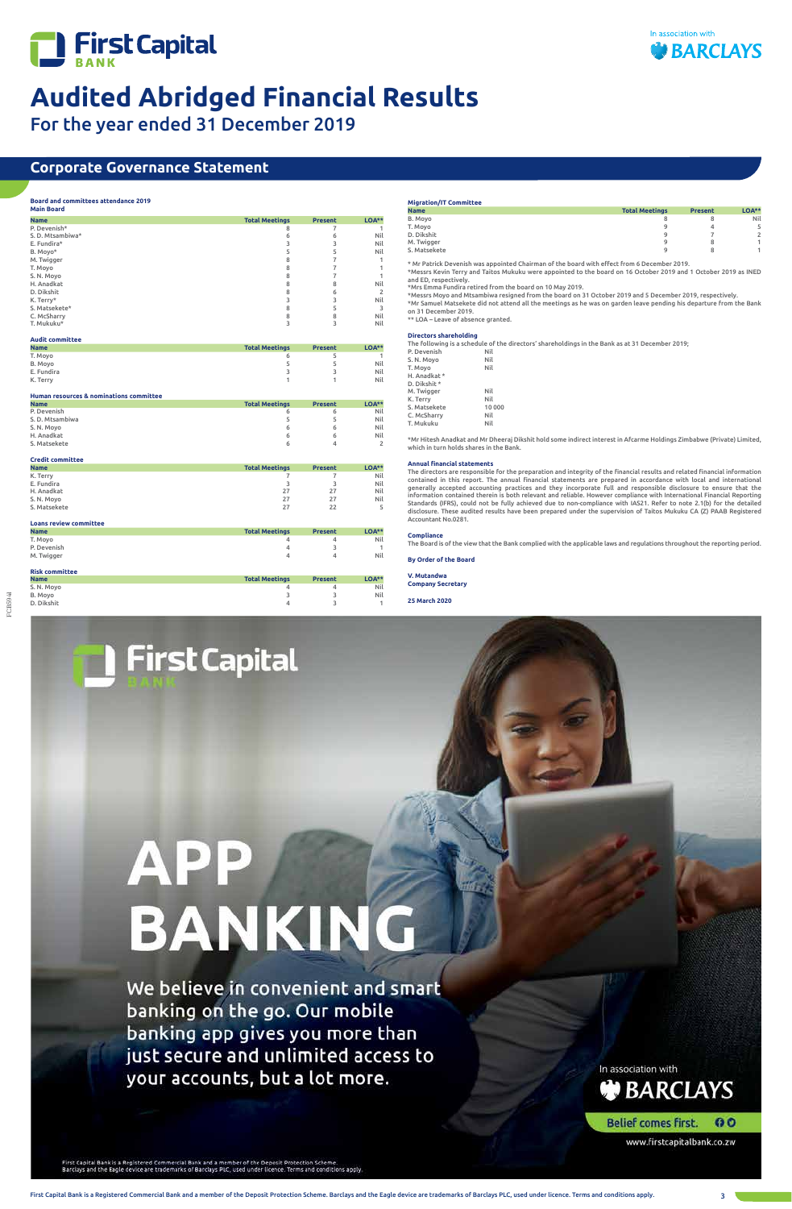# Audited Abridged Financial Results

## For the year ended 31 December 2019

## Corporate Governance Statement

### Board and committees attendance 2019

**Main Board**

| Name | Total Meetings | Present | LOA** |
|---|---|---|---|
| P. Devenish* | 8 | 7 | 1 |
| S. D. Mtsambiwa* | 6 | 6 | Nil |
| E. Fundira* | 3 | 3 | Nil |
| B. Moyo* | 5 | 5 | Nil |
| M. Twigger | 8 | 7 | 1 |
| T. Moyo | 8 | 7 | 1 |
| S. N. Moyo | 8 | 7 | 1 |
| H. Anadkat | 8 | 8 | Nil |
| D. Dikshit | 8 | 6 | 2 |
| K. Terry* | 3 | 3 | Nil |
| S. Matsekete* | 8 | 5 | 3 |
| C. McSharry | 8 | 8 | Nil |
| T. Mukuku* | 3 | 3 | Nil |

**Audit committee**

| Name | Total Meetings | Present | LOA** |
|---|---|---|---|
| T. Moyo | 6 | 5 | 1 |
| B. Moyo | 5 | 5 | Nil |
| E. Fundira | 3 | 3 | Nil |
| K. Terry | 1 | 1 | Nil |

**Human resources & nominations committee**

| Name | Total Meetings | Present | LOA** |
|---|---|---|---|
| P. Devenish | 6 | 6 | Nil |
| S. D. Mtsambiwa | 5 | 5 | Nil |
| S. N. Moyo | 6 | 6 | Nil |
| H. Anadkat | 6 | 6 | Nil |
| S. Matsekete | 6 | 4 | 2 |

**Credit committee**

| Name | Total Meetings | Present | LOA** |
|---|---|---|---|
| K. Terry | 7 | 7 | Nil |
| E. Fundira | 3 | 3 | Nil |
| H. Anadkat | 27 | 27 | Nil |
| S. N. Moyo | 27 | 27 | Nil |
| S. Matsekete | 27 | 22 | 5 |

**Loans review committee**

| Name | Total Meetings | Present | LOA** |
|---|---|---|---|
| T. Moyo | 4 | 4 | Nil |
| P. Devenish | 4 | 3 | 1 |
| M. Twigger | 4 | 4 | Nil |

**Risk committee**

| Name | Total Meetings | Present | LOA** |
|---|---|---|---|
| S. N. Moyo | 4 | 4 | Nil |
| B. Moyo | 3 | 3 | Nil |
| D. Dikshit | 4 | 3 | 1 |

**Migration/IT Committee**

| Name | Total Meetings | Present | LOA** |
|---|---|---|---|
| B. Moyo | 8 | 8 | Nil |
| T. Moyo | 9 | 4 | 5 |
| D. Dikshit | 9 | 7 | 2 |
| M. Twigger | 9 | 8 | 1 |
| S. Matsekete | 9 | 8 | 1 |

\* Mr Patrick Devenish was appointed Chairman of the board with effect from 6 December 2019.
*Messrs Kevin Terry and Taitos Mukuku were appointed to the board on 16 October 2019 and 1 October 2019 as INED and ED, respectively.
*Mrs Emma Fundira retired from the board on 10 May 2019.
*Messrs Moyo and Mtsambiwa resigned from the board on 31 October 2019 and 5 December 2019, respectively.
*Mr Samuel Matsekete did not attend all the meetings as he was on garden leave pending his departure from the Bank on 31 December 2019.
** LOA – Leave of absence granted.

### Directors shareholding

The following is a schedule of the directors' shareholdings in the Bank as at 31 December 2019;

| | |
|---|---|
| P. Devenish | Nil |
| S. N. Moyo | Nil |
| T. Moyo | Nil |
| H. Anadkat * | |
| D. Dikshit * | |
| M. Twigger | Nil |
| K. Terry | Nil |
| S. Matsekete | 10 000 |
| C. McSharry | Nil |
| T. Mukuku | Nil |

*Mr Hitesh Anadkat and Mr Dheeraj Dikshit hold some indirect interest in Afcarme Holdings Zimbabwe (Private) Limited, which in turn holds shares in the Bank.

### Annual financial statements

The directors are responsible for the preparation and integrity of the financial results and related financial information contained in this report. The annual financial statements are prepared in accordance with local and international generally accepted accounting practices and they incorporate full and responsible disclosure to ensure that the information contained therein is both relevant and reliable. However compliance with International Financial Reporting Standards (IFRS), could not be fully achieved due to non-compliance with IAS21. Refer to note 2.1(b) for the detailed disclosure. These audited results have been prepared under the supervision of Taitos Mukuku CA (Z) PAAB Registered Accountant No.0281.

### Compliance

The Board is of the view that the Bank complied with the applicable laws and regulations throughout the reporting period.

**By Order of the Board**

**V. Mutandwa**
**Company Secretary**

**25 March 2020**

First Capital Bank is a Registered Commercial Bank and a member of the Deposit Protection Scheme. Barclays and the Eagle device are trademarks of Barclays PLC, used under licence. Terms and conditions apply.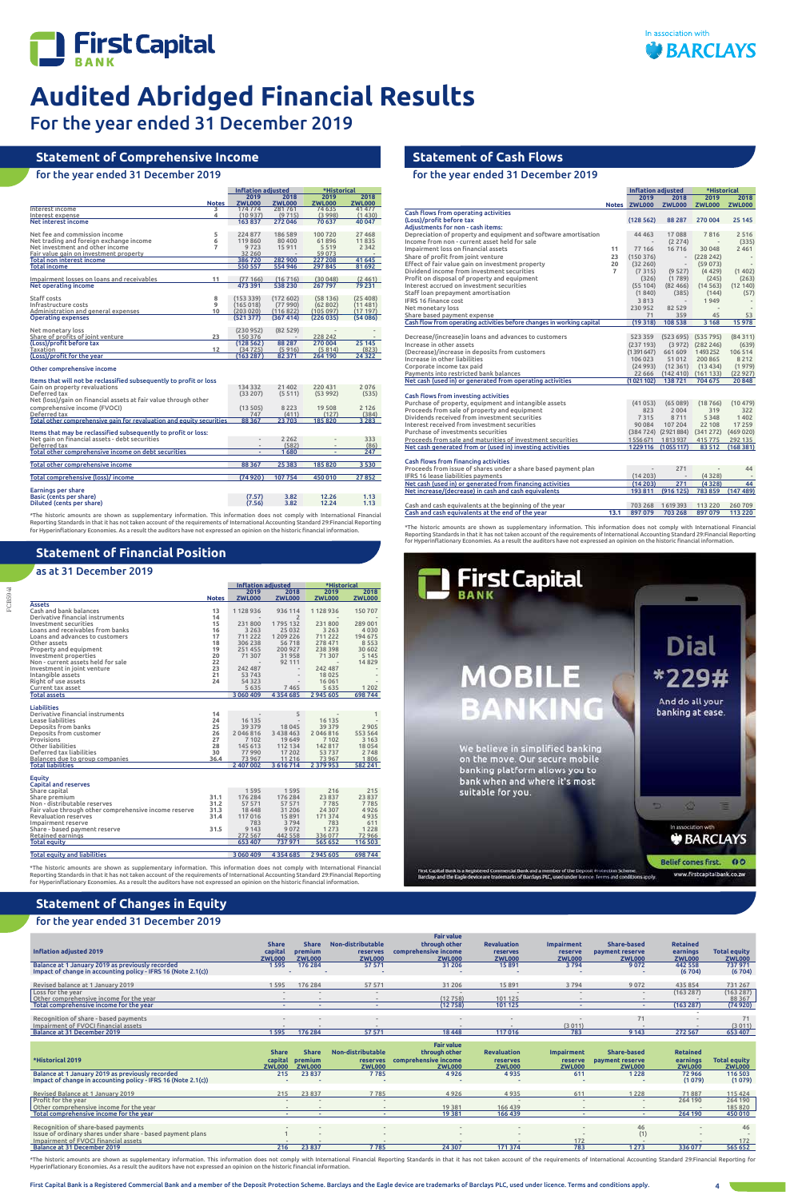# Audited Abridged Financial Results

## For the year ended 31 December 2019

## Statement of Comprehensive Income

### for the year ended 31 December 2019

| | Notes | Inflation adjusted 2019 ZWL000 | Inflation adjusted 2018 ZWL000 | *Historical 2019 ZWL000 | *Historical 2018 ZWL000 |
|---|---|---|---|---|---|
| Interest income | 3 | 174 774 | 281 761 | 74 635 | 41 477 |
| Interest expense | 4 | (10 937) | (9 715) | (3 998) | (1 430) |
| **Net interest income** | | 163 837 | 272 046 | 70 637 | 40 047 |
| Net fee and commission income | 5 | 224 877 | 186 589 | 100 720 | 27 468 |
| Net trading and foreign exchange income | 6 | 119 860 | 80 400 | 61 896 | 11 835 |
| Net investment and other income | 7 | 9 723 | 15 911 | 5 519 | 2 342 |
| Fair value gain on investment property | | 32 260 | - | 59 073 | - |
| **Total non interest income** | | 386 720 | 282 900 | 227 208 | 41 645 |
| **Total income** | | 550 557 | 554 946 | 297 845 | 81 692 |
| Impairment losses on loans and receivables | 11 | (77 166) | (16 716) | (30 048) | (2 461) |
| **Net operating income** | | 473 391 | 538 230 | 267 797 | 79 231 |
| Staff costs | 8 | (153 339) | (172 602) | (58 136) | (25 408) |
| Infrastructure costs | 9 | (165 018) | (77 990) | (62 802) | (11 481) |
| Administration and general expenses | 10 | (203 020) | (116 822) | (105 097) | (17 197) |
| **Operating expenses** | | (521 377) | (367 414) | (226 035) | (54 086) |
| Net monetary loss | | (230 952) | (82 529) | - | - |
| Share of profits of joint venture | 23 | 150 376 | - | 228 242 | - |
| **(Loss)/profit before tax** | | (128 562) | 88 287 | 270 004 | 25 145 |
| Taxation | 12 | (34 725) | (5 916) | (5 814) | (823) |
| **(Loss)/profit for the year** | | (163 287) | 82 371 | 264 190 | 24 322 |
| **Other comprehensive income** | | | | | |
| Items that will not be reclassified subsequently to profit or loss | | | | | |
| Gain on property revaluations | | 134 332 | 21 402 | 220 431 | 2 076 |
| Deferred tax | | (33 207) | (5 511) | (53 992) | (535) |
| Net (loss)/gain on financial assets at fair value through other comprehensive income (FVOCI) | | (13 505) | 8 223 | 19 508 | 2 126 |
| Deferred tax | | 747 | (411) | (127) | (384) |
| **Total other comprehensive gain for revaluation and equity securities** | | 88 367 | 23 703 | 185 820 | 3 283 |
| Items that may be reclassified subsequently to profit or loss: | | | | | |
| Net gain on financial assets - debt securities | | - | 2 262 | - | 333 |
| Deferred tax | | - | (582) | - | (86) |
| **Total other comprehensive income on debt securities** | | - | 1 680 | - | 247 |
| **Total other comprehensive income** | | 88 367 | 25 383 | 185 820 | 3 530 |
| **Total comprehensive (loss)/ income** | | (74 920) | 107 754 | 450 010 | 27 852 |
| **Earnings per share** | | | | | |
| Basic (cents per share) | | (7.57) | 3.82 | 12.26 | 1.13 |
| Diluted (cents per share) | | (7.56) | 3.82 | 12.24 | 1.13 |

*The historic amounts are shown as supplementary information. This information does not comply with International Financial Reporting Standards in that it has not taken account of the requirements of International Accounting Standard 29:Financial Reporting for Hyperinflationary Economies. As a result the auditors have not expressed an opinion on the historic financial information.

## Statement of Financial Position

### as at 31 December 2019

| | Notes | Inflation adjusted 2019 ZWL000 | Inflation adjusted 2018 ZWL000 | *Historical 2019 ZWL000 | *Historical 2018 ZWL000 |
|---|---|---|---|---|---|
| **Assets** | | | | | |
| Cash and bank balances | 13 | 1 128 936 | 936 114 | 1 128 936 | 150 707 |
| Derivative financial instruments | 14 | - | 2 | - | - |
| Investment securities | 15 | 231 800 | 1 795 132 | 231 800 | 289 001 |
| Loans and receivables from banks | 16 | 3 263 | 25 032 | 3 263 | 4 030 |
| Loans and advances to customers | 17 | 711 222 | 1 209 226 | 711 222 | 194 675 |
| Other assets | 18 | 306 238 | 56 718 | 278 471 | 8 553 |
| Property and equipment | 19 | 251 455 | 200 927 | 238 398 | 30 602 |
| Investment properties | 20 | 71 307 | 31 958 | 71 307 | 5 145 |
| Non - current assets held for sale | 22 | - | 92 111 | - | 14 829 |
| Investment in joint venture | 23 | 242 487 | - | 242 487 | - |
| Intangible assets | 21 | 53 743 | - | 18 025 | - |
| Right of use assets | 24 | 54 323 | - | 16 061 | - |
| Current tax asset | | 5 635 | 7 465 | 5 635 | 1 202 |
| **Total assets** | | 3 060 409 | 4 354 685 | 2 945 605 | 698 744 |
| **Liabilities** | | | | | |
| Derivative financial instruments | 14 | - | 5 | - | 1 |
| Lease liabilities | 24 | 16 135 | - | 16 135 | - |
| Deposits from banks | 25 | 39 379 | 18 045 | 39 379 | 2 905 |
| Deposits from customer | 26 | 2 046 816 | 3 438 463 | 2 046 816 | 553 564 |
| Provisions | 27 | 7 102 | 19 649 | 7 102 | 3 163 |
| Other liabilities | 28 | 145 613 | 112 134 | 142 817 | 18 054 |
| Deferred tax liabilities | 30 | 77 990 | 17 202 | 53 737 | 2 748 |
| Balances due to group companies | 36.4 | 73 967 | 11 216 | 73 967 | 1 806 |
| **Total liabilities** | | 2 407 002 | 3 616 714 | 2 379 953 | 582 241 |
| **Equity** | | | | | |
| Capital and reserves | | | | | |
| Share capital | | 1 595 | 1 595 | 216 | 215 |
| Share premium | 31.1 | 176 284 | 176 284 | 23 837 | 23 837 |
| Non - distributable reserves | 31.2 | 57 571 | 57 571 | 7 785 | 7 785 |
| Fair value through other comprehensive income reserve | 31.3 | 18 448 | 31 206 | 24 307 | 4 926 |
| Revaluation reserves | 31.4 | 117 016 | 15 891 | 171 374 | 4 935 |
| Impairment reserve | | 783 | 3 794 | 783 | 611 |
| Share - based payment reserve | 31.5 | 9 143 | 9 072 | 1 273 | 1 228 |
| Retained earnings | | 272 567 | 442 558 | 336 077 | 72 966 |
| **Total equity** | | 653 407 | 737 971 | 565 652 | 116 503 |
| **Total equity and liabilities** | | 3 060 409 | 4 354 685 | 2 945 605 | 698 744 |

*The historic amounts are shown as supplementary information. This information does not comply with International Financial Reporting Standards in that it has not taken account of the requirements of International Accounting Standard 29:Financial Reporting for Hyperinflationary Economies. As a result the auditors have not expressed an opinion on the historic financial information.

## Statement of Cash Flows

### for the year ended 31 December 2019

| | Notes | Inflation adjusted 2019 ZWL000 | Inflation adjusted 2018 ZWL000 | *Historical 2019 ZWL000 | *Historical 2018 ZWL000 |
|---|---|---|---|---|---|
| **Cash flows from operating activities** | | | | | |
| (Loss)/profit before tax | | (128 562) | 88 287 | 270 004 | 25 145 |
| **Adjustments for non - cash items:** | | | | | |
| Depreciation of property and equipment and software amortisation | | 44 463 | 17 088 | 7 816 | 2 516 |
| Income from non - current asset held for sale | | - | (2 274) | - | (335) |
| Impairment loss on financial assets | 11 | 77 166 | 16 716 | 30 048 | 2 461 |
| Share of profit from joint venture | 23 | (150 376) | - | (228 242) | - |
| Effect of fair value gain on investment property | 20 | (32 260) | - | (59 073) | - |
| Dividend income from investment securities | 7 | (7 315) | (9 527) | (4 429) | (1 402) |
| Profit on disposal of property and equipment | | (326) | (1 789) | (245) | (263) |
| Interest accrued on investment securities | | (55 104) | (82 466) | (14 563) | (12 140) |
| Staff loan prepayment amortisation | | (1 840) | (385) | (144) | (57) |
| IFRS 16 finance cost | | 3 813 | - | 1 949 | - |
| Net monetary loss | | 230 952 | 82 529 | - | - |
| Share based payment expense | | 71 | 359 | 45 | 53 |
| **Cash flow from operating activities before changes in working capital** | | (19 318) | 108 538 | 3 168 | 15 978 |
| Decrease/(increase)in loans and advances to customers | | 523 359 | (523 695) | (535 795) | (84 311) |
| Increase in other assets | | (237 193) | (3 972) | (282 246) | (639) |
| (Decrease)/increase in deposits from customers | | (1 391 647) | 661 609 | 1 493 252 | 106 514 |
| Increase in other liabilities | | 106 023 | 51 012 | 200 865 | 8 212 |
| Corporate income tax paid | | (24 993) | (12 361) | (13 434) | (1 979) |
| Payments into restricted bank balances | | 22 666 | (142 410) | (161 133) | (22 927) |
| **Net cash (used in) or generated from operating activities** | | (1 021 102) | 138 721 | 704 675 | 20 848 |
| **Cash flows from investing activities** | | | | | |
| Purchase of property, equipment and intangible assets | | (41 053) | (65 089) | (18 766) | (10 479) |
| Proceeds from sale of property and equipment | | 823 | 2 004 | 319 | 322 |
| Dividends received from investment securities | | 7 315 | 8 711 | 5 348 | 1 402 |
| Interest received from investment securities | | 90 084 | 107 204 | 22 108 | 17 259 |
| Purchase of investments securities | | (384 724) | (2 921 884) | (341 272) | (469 020) |
| Proceeds from sale and maturities of investment securities | | 1 556 671 | 1 813 937 | 415 775 | 292 135 |
| **Net cash generated from or (used in) investing activities** | | 1 229 116 | (1 055 117) | 83 512 | (168 381) |
| **Cash flows from financing activities** | | | | | |
| Proceeds from issue of shares under a share based payment plan | | - | 271 | - | 44 |
| IFRS 16 lease liabilities payments | | (14 203) | - | (4 328) | - |
| **Net cash (used in) or generated from financing activities** | | (14 203) | 271 | (4 328) | 44 |
| **Net increase/(decrease) in cash and cash equivalents** | | 193 811 | (916 125) | 783 859 | (147 489) |
| Cash and cash equivalents at the beginning of the year | | 703 268 | 1 619 393 | 113 220 | 260 709 |
| **Cash and cash equivalents at the end of the year** | 13.1 | 897 079 | 703 268 | 897 079 | 113 220 |

*The historic amounts are shown as supplementary information. This information does not comply with International Financial Reporting Standards in that it has not taken account of the requirements of International Accounting Standard 29:Financial Reporting for Hyperinflationary Economies. As a result the auditors have not expressed an opinion on the historic financial information.

**First Capital BANK**

**MOBILE BANKING**

**Dial *229#**

And do all your banking at ease.

We believe in simplified banking on the move. Our secure mobile banking platform allows you to bank when and where it's most suitable for you.

In association with BARCLAYS

Belief comes first.

www.firstcapitalbank.co.zw

First Capital Bank is a Registered Commercial Bank and a member of the Deposit Protection Scheme. Barclays and the Eagle device are trademarks of Barclays PLC, used under licence. Terms and conditions apply.

## Statement of Changes in Equity

### for the year ended 31 December 2019

| Inflation adjusted 2019 | Share capital ZWL000 | Share premium ZWL000 | Non-distributable reserves ZWL000 | Fair value through other comprehensive income ZWL000 | Revaluation reserves ZWL000 | Impairment reserve ZWL000 | Share-based payment reserve ZWL000 | Retained earnings ZWL000 | Total equity ZWL000 |
|---|---|---|---|---|---|---|---|---|---|
| Balance at 1 January 2019 as previously recorded | 1 595 | 176 284 | 57 571 | 31 206 | 15 891 | 3 794 | 9 072 | 442 558 | 737 971 |
| Impact of change in accounting policy - IFRS 16 (Note 2.1(c)) | - | - | - | - | - | - | - | (6 704) | (6 704) |
| Revised balance at 1 January 2019 | 1 595 | 176 284 | 57 571 | 31 206 | 15 891 | 3 794 | 9 072 | 435 854 | 731 267 |
| Loss for the year | - | - | - | - | - | - | - | (163 287) | (163 287) |
| Other comprehensive income for the year | - | - | - | (12 758) | 101 125 | - | - | - | 88 367 |
| Total comprehensive income for the year | - | - | - | (12 758) | 101 125 | - | - | (163 287) | (74 920) |
| Recognition of share - based payments | - | - | - | - | - | - | 71 | - | 71 |
| Impairment of FVOCI financial assets | - | - | - | - | - | (3 011) | - | - | (3 011) |
| Balance at 31 December 2019 | 1 595 | 176 284 | 57 571 | 18 448 | 117 016 | 783 | 9 143 | 272 567 | 653 407 |

| *Historical 2019 | Share capital ZWL000 | Share premium ZWL000 | Non-distributable reserves ZWL000 | Fair value through other comprehensive income ZWL000 | Revaluation reserves ZWL000 | Impairment reserve ZWL000 | Share-based payment reserve ZWL000 | Retained earnings ZWL000 | Total equity ZWL000 |
|---|---|---|---|---|---|---|---|---|---|
| Balance at 1 January 2019 as previously recorded | 215 | 23 837 | 7 785 | 4 926 | 4 935 | 611 | 1 228 | 72 966 | 116 503 |
| Impact of change in accounting policy - IFRS 16 (Note 2.1(c)) | - | - | - | - | - | - | - | (1 079) | (1 079) |
| Revised Balance at 1 January 2019 | 215 | 23 837 | 7 785 | 4 926 | 4 935 | 611 | 1 228 | 71 887 | 115 424 |
| Profit for the year | - | - | - | - | - | - | - | 264 190 | 264 190 |
| Other comprehensive income for the year | - | - | - | 19 381 | 166 439 | - | - | - | 185 820 |
| Total comprehensive income for the year | - | - | - | 19 381 | 166 439 | - | - | 264 190 | 450 010 |
| Recognition of share-based payments | - | - | - | - | - | - | 46 | - | 46 |
| Issue of ordinary shares under share - based payment plans | 1 | - | - | - | - | - | (1) | - | - |
| Impairment of FVOCI financial assets | - | - | - | - | - | 172 | - | - | 172 |
| Balance at 31 December 2019 | 216 | 23 837 | 7 785 | 24 307 | 171 374 | 783 | 1 273 | 336 077 | 565 652 |

*The historic amounts are shown as supplementary information. This information does not comply with International Financial Reporting Standards in that it has not taken account of the requirements of International Accounting Standard 29:Financial Reporting for Hyperinflationary Economies. As a result the auditors have not expressed an opinion on the historic financial information.

First Capital Bank is a Registered Commercial Bank and a member of the Deposit Protection Scheme. Barclays and the Eagle device are trademarks of Barclays PLC, used under licence. Terms and conditions apply.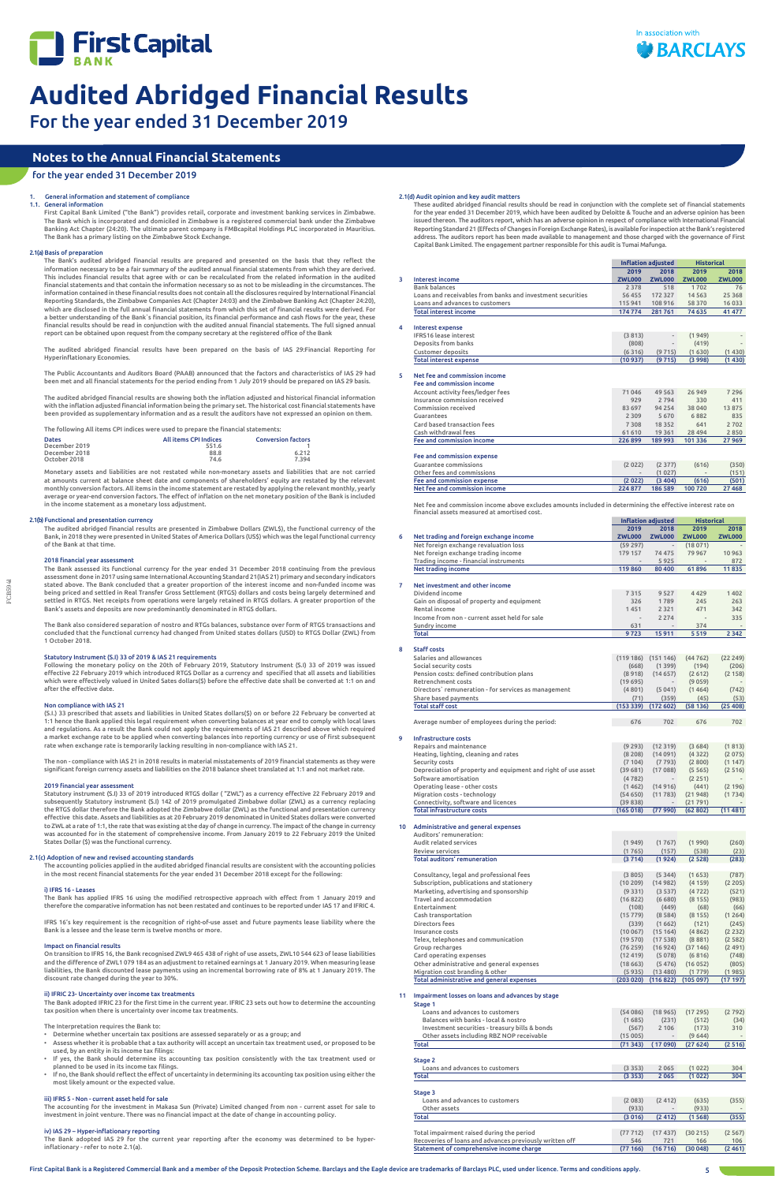# Audited Abridged Financial Results

For the year ended 31 December 2019

## Notes to the Annual Financial Statements

for the year ended 31 December 2019

### 1. General information and statement of compliance

#### 1.1. General information

First Capital Bank Limited ("the Bank") provides retail, corporate and investment banking services in Zimbabwe. The Bank which is incorporated and domiciled in Zimbabwe is a registered commercial bank under the Zimbabwe Banking Act Chapter (24:20). The ultimate parent company is FMBcapital Holdings PLC incorporated in Mauritius. The Bank has a primary listing on the Zimbabwe Stock Exchange.

#### 2.1(a) Basis of preparation

The Bank's audited abridged financial results are prepared and presented on the basis that they reflect the information necessary to be a fair summary of the audited annual financial statements from which they are derived. This includes financial results that agree with or can be recalculated from the related information in the audited financial statements and that contain the information necessary so as not to be misleading in the circumstances. The information contained in these financial results does not contain all the disclosures required by International Financial Reporting Standards, the Zimbabwe Companies Act (Chapter 24:03) and the Zimbabwe Banking Act (Chapter 24:20), which are disclosed in the full annual financial statements from which this set of financial results were derived. For a better understanding of the Bank`s financial position, its financial performance and cash flows for the year, these financial results should be read in conjunction with the audited annual financial statements. The full signed annual report can be obtained upon request from the company secretary at the registered office of the Bank

The audited abridged financial results have been prepared on the basis of IAS 29:Financial Reporting for Hyperinflationary Economies.

The Public Accountants and Auditors Board (PAAB) announced that the factors and characteristics of IAS 29 had been met and all financial statements for the period ending from 1 July 2019 should be prepared on IAS 29 basis.

The audited abridged financial results are showing both the inflation adjusted and historical financial information with the inflation adjusted financial information being the primary set. The historical cost financial statements have been provided as supplementary information and as a result the auditors have not expressed an opinion on them.

The following All items CPI indices were used to prepare the financial statements:

| Dates | All items CPI Indices | Conversion factors |
|---|---|---|
| December 2019 | 551.6 | 1 |
| December 2018 | 88.8 | 6.212 |
| October 2018 | 74.6 | 7.394 |

Monetary assets and liabilities are not restated while non-monetary assets and liabilities that are not carried at amounts current at balance sheet date and components of shareholders' equity are restated by the relevant monthly conversion factors. All items in the income statement are restated by applying the relevant monthly, yearly average or year-end conversion factors. The effect of inflation on the net monetary position of the Bank is included in the income statement as a monetary loss adjustment.

#### 2.1(b) Functional and presentation currency

The audited abridged financial results are presented in Zimbabwe Dollars (ZWL$), the functional currency of the Bank, in 2018 they were presented in United States of America Dollars (US$) which was the legal functional currency of the Bank at that time.

**2018 financial year assessment**

The Bank assessed its functional currency for the year ended 31 December 2018 continuing from the previous assessment done in 2017 using same International Accounting Standard 21(IAS 21) primary and secondary indicators stated above. The Bank concluded that a greater proportion of the interest income and non-funded income was being priced and settled in Real Transfer Gross Settlement (RTGS) dollars and costs being largely determined and settled in RTGS. Net receipts from operations were largely retained in RTGS dollars. A greater proportion of the Bank's assets and deposits are now predominantly denominated in RTGS dollars.

The Bank also considered separation of nostro and RTGs balances, substance over form of RTGS transactions and concluded that the functional currency had changed from United states dollars (USD) to RTGS Dollar (ZWL) from 1 October 2018.

**Statutory Instrument (S.I) 33 of 2019 & IAS 21 requirements**

Following the monetary policy on the 20th of February 2019, Statutory Instrument (S.I) 33 of 2019 was issued effective 22 February 2019 which introduced RTGS Dollar as a currency and specified that all assets and liabilities which were effectively valued in United Sates dollars($) before the effective date shall be converted at 1:1 on and after the effective date.

**Non compliance with IAS 21**

(S.I.) 33 prescribed that assets and liabilities in United States dollars($) on or before 22 February be converted at 1:1 hence the Bank applied this legal requirement when converting balances at year end to comply with local laws and regulations. As a result the Bank could not apply the requirements of IAS 21 described above which required a market exchange rate to be applied when converting balances into reporting currency or use of first subsequent rate when exchange rate is temporarily lacking resulting in non-compliance with IAS 21.

The non - compliance with IAS 21 in 2018 results in material misstatements of 2019 financial statements as they were significant foreign currency assets and liabilities on the 2018 balance sheet translated at 1:1 and not market rate.

**2019 financial year assessment**

Statutory Instrument (S.I) 33 of 2019 introduced RTGS dollar ( "ZWL") as a currency effective 22 February 2019 and subsequently Statutory Instrument (S.I) 142 of 2019 promulgated Zimbabwe dollar (ZWL) as a currency replacing the RTGS dollar therefore the Bank adopted the Zimbabwe dollar (ZWL) as the functional and presentation currency effective this date. Assets and liabilities as at 20 February 2019 denominated in United States dollars were converted to ZWL at a rate of 1:1, the rate that was existing at the day of change in currency. The impact of the change in currency was accounted for in the statement of comprehensive income. From January 2019 to 22 February 2019 the United States Dollars ($) was the functional currency.

#### 2.1(c) Adoption of new and revised accounting standards

The accounting policies applied in the audited abridged financial results are consistent with the accounting policies in the most recent financial statements for the year ended 31 December 2018 except for the following:

**i) IFRS 16 - Leases**

The Bank has applied IFRS 16 using the modified retrospective approach with effect from 1 January 2019 and therefore the comparative information has not been restated and continues to be reported under IAS 17 and IFRIC 4.

IFRS 16's key requirement is the recognition of right-of-use asset and future payments lease liability where the Bank is a lessee and the lease term is twelve months or more.

**Impact on financial results**

On transition to IFRS 16, the Bank recognised ZWL9 465 438 of right of use assets, ZWL10 544 623 of lease liabilities and the difference of ZWL1 079 184 as an adjustment to retained earnings at 1 January 2019. When measuring lease liabilities, the Bank discounted lease payments using an incremental borrowing rate of 8% at 1 January 2019. The discount rate changed during the year to 30%.

**ii) IFRIC 23- Uncertainty over income tax treatments**

The Bank adopted IFRIC 23 for the first time in the current year. IFRIC 23 sets out how to determine the accounting tax position when there is uncertainty over income tax treatments.

The Interpretation requires the Bank to:

- Determine whether uncertain tax positions are assessed separately or as a group; and
- Assess whether it is probable that a tax authority will accept an uncertain tax treatment used, or proposed to be used, by an entity in its income tax filings:
- If yes, the Bank should determine its accounting tax position consistently with the tax treatment used or planned to be used in its income tax filings.
- If no, the Bank should reflect the effect of uncertainty in determining its accounting tax position using either the most likely amount or the expected value.

**iii) IFRS 5 - Non - current asset held for sale**

The accounting for the investment in Makasa Sun (Private) Limited changed from non - current asset held for sale to investment in joint venture. There was no financial impact at the date of change in accounting policy.

**iv) IAS 29 – Hyper-inflationary reporting**

The Bank adopted IAS 29 for the current year reporting after the economy was determined to be hyper-inflationary - refer to note 2.1(a).

#### 2.1(d) Audit opinion and key audit matters

These audited abridged financial results should be read in conjunction with the complete set of financial statements for the year ended 31 December 2019, which have been audited by Deloitte & Touche and an adverse opinion has been issued thereon. The auditors report, which has an adverse opinion in respect of compliance with International Financial Reporting Standard 21 (Effects of Changes in Foreign Exchange Rates), is available for inspection at the Bank's registered address. The auditors report has been made available to management and those charged with the governance of First Capital Bank Limited. The engagement partner responsible for this audit is Tumai Mafunga.

| | | Inflation adjusted | | Historical | |
|---|---|---|---|---|---|
| | | 2019 | 2018 | 2019 | 2018 |
| **3** | **Interest income** | **ZWL000** | **ZWL000** | **ZWL000** | **ZWL000** |
| | Bank balances | 2 378 | 518 | 1 702 | 76 |
| | Loans and receivables from banks and investment securities | 56 455 | 172 327 | 14 563 | 25 368 |
| | Loans and advances to customers | 115 941 | 108 916 | 58 370 | 16 033 |
| | **Total interest income** | **174 774** | **281 761** | **74 635** | **41 477** |
| | | | | | |
| **4** | **Interest expense** | | | | |
| | IFRS16 lease interest | (3 813) | - | (1 949) | - |
| | Deposits from banks | (808) | - | (419) | - |
| | Customer deposits | (6 316) | (9 715) | (1 630) | (1 430) |
| | **Total interest expense** | **(10 937)** | **(9 715)** | **(3 998)** | **(1 430)** |
| | | | | | |
| **5** | **Net fee and commission income** | | | | |
| | **Fee and commission income** | | | | |
| | Account activity fees/ledger fees | 71 046 | 49 563 | 26 949 | 7 296 |
| | Insurance commission received | 929 | 2 794 | 330 | 411 |
| | Commission received | 83 697 | 94 254 | 38 040 | 13 875 |
| | Guarantees | 2 309 | 5 670 | 6 882 | 835 |
| | Card based transaction fees | 7 308 | 18 352 | 641 | 2 702 |
| | Cash withdrawal fees | 61 610 | 19 361 | 28 494 | 2 850 |
| | **Fee and commission income** | **226 899** | **189 993** | **101 336** | **27 969** |
| | | | | | |
| | **Fee and commission expense** | | | | |
| | Guarantee commissions | (2 022) | (2 377) | (616) | (350) |
| | Other fees and commissions | - | (1 027) | - | (151) |
| | **Fee and commission expense** | **(2 022)** | **(3 404)** | **(616)** | **(501)** |
| | **Net fee and commission income** | **224 877** | **186 589** | **100 720** | **27 468** |

Net fee and commission income above excludes amounts included in determining the effective interest rate on financial assets measured at amortised cost.

| | | Inflation adjusted | | Historical | |
|---|---|---|---|---|---|
| | | 2019 | 2018 | 2019 | 2018 |
| **6** | **Net trading and foreign exchange income** | **ZWL000** | **ZWL000** | **ZWL000** | **ZWL000** |
| | Net foreign exchange revaluation loss | (59 297) | - | (18 071) | - |
| | Net foreign exchange trading income | 179 157 | 74 475 | 79 967 | 10 963 |
| | Trading income - financial instruments | - | 5 925 | - | 872 |
| | **Net trading income** | **119 860** | **80 400** | **61 896** | **11 835** |
| | | | | | |
| **7** | **Net investment and other income** | | | | |
| | Dividend income | 7 315 | 9 527 | 4 429 | 1 402 |
| | Gain on disposal of property and equipment | 326 | 1 789 | 245 | 263 |
| | Rental income | 1 451 | 2 321 | 471 | 342 |
| | Income from non - current asset held for sale | - | 2 274 | - | 335 |
| | Sundry income | 631 | - | 374 | - |
| | **Total** | **9 723** | **15 911** | **5 519** | **2 342** |
| | | | | | |
| **8** | **Staff costs** | | | | |
| | Salaries and allowances | (119 186) | (151 146) | (44 762) | (22 249) |
| | Social security costs | (668) | (1 399) | (194) | (206) |
| | Pension costs: defined contribution plans | (8 918) | (14 657) | (2 612) | (2 158) |
| | Retrenchment costs | (19 695) | - | (9 059) | - |
| | Directors` remuneration - for services as management | (4 801) | (5 041) | (1 464) | (742) |
| | Share based payments | (71) | (359) | (45) | (53) |
| | **Total staff cost** | **(153 339)** | **(172 602)** | **(58 136)** | **(25 408)** |
| | | | | | |
| | Average number of employees during the period: | 676 | 702 | 676 | 702 |
| | | | | | |
| **9** | **Infrastructure costs** | | | | |
| | Repairs and maintenance | (9 293) | (12 319) | (3 684) | (1 813) |
| | Heating, lighting, cleaning and rates | (8 208) | (14 091) | (4 322) | (2 075) |
| | Security costs | (7 104) | (7 793) | (2 800) | (1 147) |
| | Depreciation of property and equipment and right of use asset | (39 681) | (17 088) | (5 565) | (2 516) |
| | Software amortisation | (4 782) | - | (2 251) | - |
| | Operating lease - other costs | (1 462) | (14 916) | (441) | (2 196) |
| | Migration costs - technology | (54 650) | (11 783) | (21 948) | (1 734) |
| | Connectivity, software and licences | (39 838) | - | (21 791) | - |
| | **Total infrastructure costs** | **(165 018)** | **(77 990)** | **(62 802)** | **(11 481)** |
| | | | | | |
| **10** | **Administrative and general expenses** | | | | |
| | Auditors' remuneration: | | | | |
| | Audit related services | (1 949) | (1 767) | (1 990) | (260) |
| | Review services | (1 765) | (157) | (538) | (23) |
| | **Total auditors' remuneration** | **(3 714)** | **(1 924)** | **(2 528)** | **(283)** |
| | | | | | |
| | Consultancy, legal and professional fees | (3 805) | (5 344) | (1 653) | (787) |
| | Subscription, publications and stationery | (10 209) | (14 982) | (4 159) | (2 205) |
| | Marketing, advertising and sponsorship | (9 331) | (3 537) | (4 722) | (521) |
| | Travel and accommodation | (16 822) | (6 680) | (8 155) | (983) |
| | Entertainment | (108) | (449) | (68) | (66) |
| | Cash transportation | (15 779) | (8 584) | (8 155) | (1 264) |
| | Directors fees | (339) | (1 662) | (121) | (245) |
| | Insurance costs | (10 067) | (15 164) | (4 862) | (2 232) |
| | Telex, telephones and communication | (19 570) | (17 538) | (8 881) | (2 582) |
| | Group recharges | (76 259) | (16 924) | (37 146) | (2 491) |
| | Card operating expenses | (12 419) | (5 078) | (6 816) | (748) |
| | Other administrative and general expenses | (18 663) | (5 476) | (16 052) | (805) |
| | Migration cost branding & other | (5 935) | (13 480) | (1 779) | (1 985) |
| | **Total administrative and general expenses** | **(203 020)** | **(116 822)** | **(105 097)** | **(17 197)** |
| | | | | | |
| **11** | **Impairment losses on loans and advances by stage** | | | | |
| | **Stage 1** | | | | |
| | Loans and advances to customers | (54 086) | (18 965) | (17 295) | (2 792) |
| | Balances with banks - local & nostro | (1 685) | (231) | (512) | (34) |
| | Investment securities - treasury bills & bonds | (567) | 2 106 | (173) | 310 |
| | Other assets including RBZ NOP receivable | (15 005) | - | (9 644) | - |
| | **Total** | **(71 343)** | **(17 090)** | **(27 624)** | **(2 516)** |
| | | | | | |
| | **Stage 2** | | | | |
| | Loans and advances to customers | (3 353) | 2 065 | (1 022) | 304 |
| | **Total** | **(3 353)** | **2 065** | **(1 022)** | **304** |
| | | | | | |
| | **Stage 3** | | | | |
| | Loans and advances to customers | (2 083) | (2 412) | (635) | (355) |
| | Other assets | (933) | - | (933) | - |
| | **Total** | **(3 016)** | **(2 412)** | **(1 568)** | **(355)** |
| | | | | | |
| | Total impairment raised during the period | (77 712) | (17 437) | (30 215) | (2 567) |
| | Recoveries of loans and advances previously written off | 546 | 721 | 166 | 106 |
| | **Statement of comprehensive income charge** | **(77 166)** | **(16 716)** | **(30 048)** | **(2 461)** |

First Capital Bank is a Registered Commercial Bank and a member of the Deposit Protection Scheme. Barclays and the Eagle device are trademarks of Barclays PLC, used under licence. Terms and conditions apply.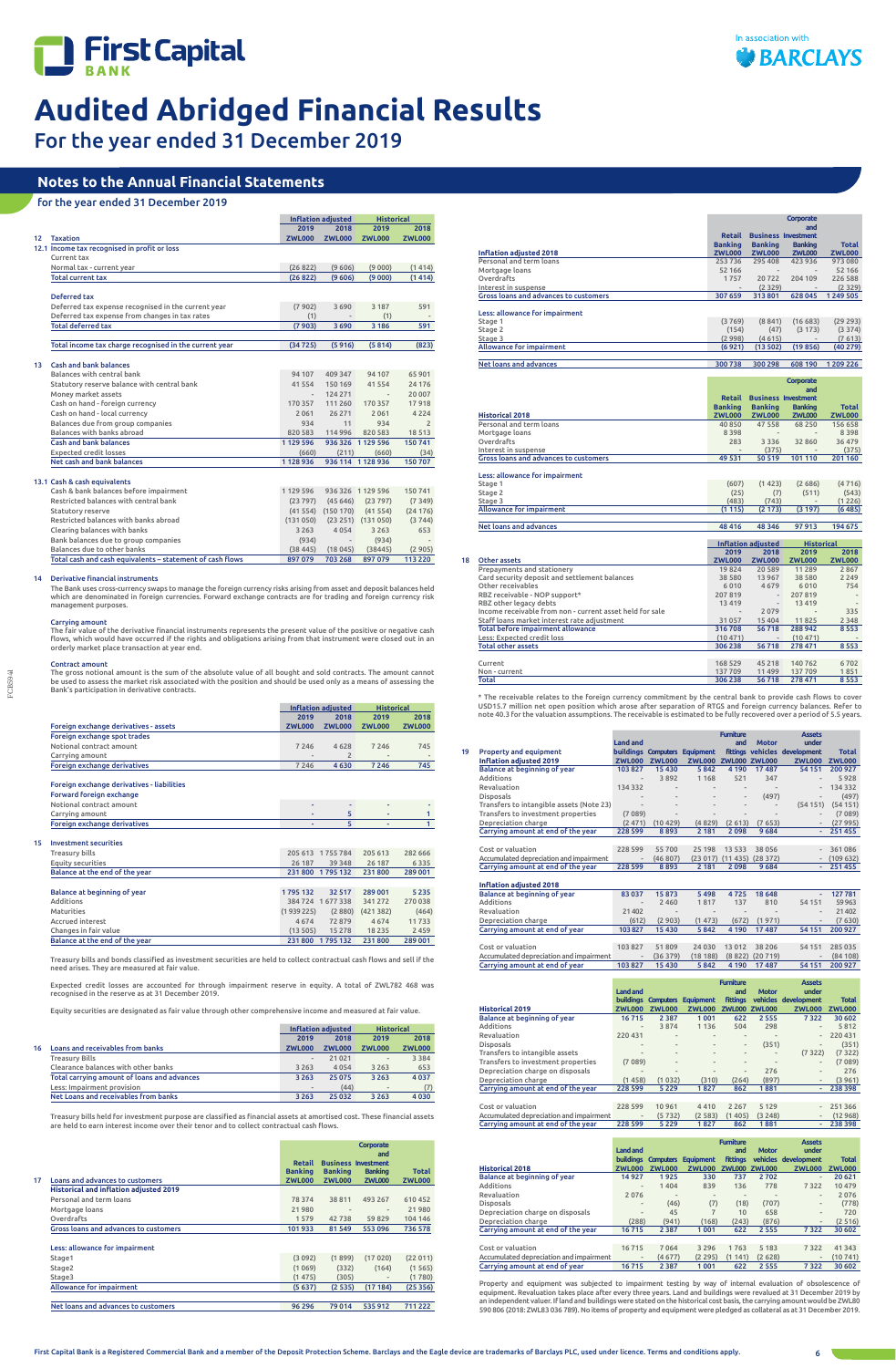# Audited Abridged Financial Results

## For the year ended 31 December 2019

## Notes to the Annual Financial Statements

### for the year ended 31 December 2019

| | | Inflation adjusted | | Historical | |
|---|---|---|---|---|---|
| | | 2019 | 2018 | 2019 | 2018 |
| 12 | Taxation | ZWL000 | ZWL000 | ZWL000 | ZWL000 |
| 12.1 | Income tax recognised in profit or loss | | | | |
| | Current tax | | | | |
| | Normal tax - current year | (26 822) | (9 606) | (9 000) | (1 414) |
| | Total current tax | (26 822) | (9 606) | (9 000) | (1 414) |
| | Deferred tax | | | | |
| | Deferred tax expense recognised in the current year | (7 902) | 3 690 | 3 187 | 591 |
| | Deferred tax expense from changes in tax rates | (1) | - | (1) | - |
| | Total deferred tax | (7 903) | 3 690 | 3 186 | 591 |
| | Total income tax charge recognised in the current year | (34 725) | (5 916) | (5 814) | (823) |

| 13 | Cash and bank balances | | | | |
|---|---|---|---|---|---|
| | Balances with central bank | 94 107 | 409 347 | 94 107 | 65 901 |
| | Statutory reserve balance with central bank | 41 554 | 150 169 | 41 554 | 24 176 |
| | Money market assets | - | 124 271 | - | 20 007 |
| | Cash on hand - foreign currency | 170 357 | 111 260 | 170 357 | 17 918 |
| | Cash on hand - local currency | 2 061 | 26 271 | 2 061 | 4 224 |
| | Balances due from group companies | 934 | 11 | 934 | 2 |
| | Balances with banks abroad | 820 583 | 114 996 | 820 583 | 18 513 |
| | Cash and bank balances | 1 129 596 | 936 326 | 1 129 596 | 150 741 |
| | Expected credit losses | (660) | (211) | (660) | (34) |
| | Net cash and bank balances | 1 128 936 | 936 114 | 1 128 936 | 150 707 |

| 13.1 | Cash & cash equivalents | | | | |
|---|---|---|---|---|---|
| | Cash & bank balances before impairment | 1 129 596 | 936 326 | 1 129 596 | 150 741 |
| | Restricted balances with central bank | (23 797) | (45 646) | (23 797) | (7 349) |
| | Statutory reserve | (41 554) | (150 170) | (41 554) | (24 176) |
| | Restricted balances with banks abroad | (131 050) | (23 251) | (131 050) | (3 744) |
| | Clearing balances with banks | 3 263 | 4 054 | 3 263 | 653 |
| | Bank balances due to group companies | (934) | - | (934) | - |
| | Balances due to other banks | (38 445) | (18 045) | (38445) | (2 905) |
| | Total cash and cash equivalents – statement of cash flows | 897 079 | 703 268 | 897 079 | 113 220 |

### 14 Derivative financial instruments

The Bank uses cross-currency swaps to manage the foreign currency risks arising from asset and deposit balances held which are denominated in foreign currencies. Forward exchange contracts are for trading and foreign currency risk management purposes.

**Carrying amount**
The fair value of the derivative financial instruments represents the present value of the positive or negative cash flows, which would have occurred if the rights and obligations arising from that instrument were closed out in an orderly market place transaction at year end.

**Contract amount**
The gross notional amount is the sum of the absolute value of all bought and sold contracts. The amount cannot be used to assess the market risk associated with the position and should be used only as a means of assessing the Bank's participation in derivative contracts.

| | Inflation adjusted | | Historical | |
|---|---|---|---|---|
| | 2019 | 2018 | 2019 | 2018 |
| Foreign exchange derivatives - assets | ZWL000 | ZWL000 | ZWL000 | ZWL000 |
| Foreign exchange spot trades | | | | |
| Notional contract amount | 7 246 | 4 628 | 7 246 | 745 |
| Carrying amount | - | 2 | - | - |
| Foreign exchange derivatives | 7 246 | 4 630 | 7 246 | 745 |
| Foreign exchange derivatives - liabilities | | | | |
| Forward foreign exchange | | | | |
| Notional contract amount | - | - | - | - |
| Carrying amount | - | 5 | - | 1 |
| Foreign exchange derivatives | - | 5 | - | 1 |

| 15 | Investment securities | | | | |
|---|---|---|---|---|---|
| | Treasury bills | 205 613 | 1 755 784 | 205 613 | 282 666 |
| | Equity securities | 26 187 | 39 348 | 26 187 | 6 335 |
| | Balance at the end of the year | 231 800 | 1 795 132 | 231 800 | 289 001 |
| | Balance at beginning of year | 1 795 132 | 32 517 | 289 001 | 5 235 |
| | Additions | 384 724 | 1 677 338 | 341 272 | 270 038 |
| | Maturities | (1 939 225) | (2 880) | (421 382) | (464) |
| | Accrued interest | 4 674 | 72 879 | 4 674 | 11 733 |
| | Changes in fair value | (13 505) | 15 278 | 18 235 | 2 459 |
| | Balance at the end of the year | 231 800 | 1 795 132 | 231 800 | 289 001 |

Treasury bills and bonds classified as investment securities are held to collect contractual cash flows and sell if the need arises. They are measured at fair value.

Expected credit losses are accounted for through impairment reserve in equity. A total of ZWL782 468 was recognised in the reserve as at 31 December 2019.

Equity securities are designated as fair value through other comprehensive income and measured at fair value.

| | | Inflation adjusted | | Historical | |
|---|---|---|---|---|---|
| | | 2019 | 2018 | 2019 | 2018 |
| 16 | Loans and receivables from banks | ZWL000 | ZWL000 | ZWL000 | ZWL000 |
| | Treasury Bills | - | 21 021 | - | 3 384 |
| | Clearance balances with other banks | 3 263 | 4 054 | 3 263 | 653 |
| | Total carrying amount of loans and advances | 3 263 | 25 075 | 3 263 | 4 037 |
| | Less: Impairment provision | - | (44) | - | (7) |
| | Net loans and receivables from banks | 3 263 | 25 032 | 3 263 | 4 030 |

Treasury bills held for investment purpose are classified as financial assets at amortised cost. These financial assets are held to earn interest income over their tenor and to collect contractual cash flows.

| | | Retail Banking | Business Banking | Corporate and Investment Banking | Total |
|---|---|---|---|---|---|
| 17 | Loans and advances to customers | ZWL000 | ZWL000 | ZWL000 | ZWL000 |
| | Historical and inflation adjusted 2019 | | | | |
| | Personal and term loans | 78 374 | 38 811 | 493 267 | 610 452 |
| | Mortgage loans | 21 980 | - | - | 21 980 |
| | Overdrafts | 1 579 | 42 738 | 59 829 | 104 146 |
| | Gross loans and advances to customers | 101 933 | 81 549 | 553 096 | 736 578 |
| | Less: allowance for impairment | | | | |
| | Stage1 | (3 092) | (1 899) | (17 020) | (22 011) |
| | Stage2 | (1 069) | (332) | (164) | (1 565) |
| | Stage3 | (1 475) | (305) | - | (1 780) |
| | Allowance for impairment | (5 637) | (2 535) | (17 184) | (25 356) |
| | Net loans and advances to customers | 96 296 | 79 014 | 535 912 | 711 222 |

| | Retail Banking | Business Banking | Corporate and Investment Banking | Total |
|---|---|---|---|---|
| Inflation adjusted 2018 | ZWL000 | ZWL000 | ZWL000 | ZWL000 |
| Personal and term loans | 253 736 | 295 408 | 423 936 | 973 080 |
| Mortgage loans | 52 166 | - | - | 52 166 |
| Overdrafts | 1 757 | 20 722 | 204 109 | 226 588 |
| Interest in suspense | - | (2 329) | - | (2 329) |
| Gross loans and advances to customers | 307 659 | 313 801 | 628 045 | 1 249 505 |
| Less: allowance for impairment | | | | |
| Stage 1 | (3 769) | (8 841) | (16 683) | (29 293) |
| Stage 2 | (154) | (47) | (3 173) | (3 374) |
| Stage 3 | (2 998) | (4 615) | - | (7 613) |
| Allowance for impairment | (6 921) | (13 502) | (19 856) | (40 279) |
| Net loans and advances | 300 738 | 300 298 | 608 190 | 1 209 226 |

| | Retail Banking | Business Banking | Corporate and Investment Banking | Total |
|---|---|---|---|---|
| Historical 2018 | ZWL000 | ZWL000 | ZWL000 | ZWL000 |
| Personal and term loans | 40 850 | 47 558 | 68 250 | 156 658 |
| Mortgage loans | 8 398 | - | - | 8 398 |
| Overdrafts | 283 | 3 336 | 32 860 | 36 479 |
| Interest in suspense | - | (375) | - | (375) |
| Gross loans and advances to customers | 49 531 | 50 519 | 101 110 | 201 160 |
| Less: allowance for impairment | | | | |
| Stage 1 | (607) | (1 423) | (2 686) | (4 716) |
| Stage 2 | (25) | (7) | (511) | (543) |
| Stage 3 | (483) | (743) | - | (1 226) |
| Allowance for impairment | (1 115) | (2 173) | (3 197) | (6 485) |
| Net loans and advances | 48 416 | 48 346 | 97 913 | 194 675 |

| | | Inflation adjusted | | Historical | |
|---|---|---|---|---|---|
| | | 2019 | 2018 | 2019 | 2018 |
| 18 | Other assets | ZWL000 | ZWL000 | ZWL000 | ZWL000 |
| | Prepayments and stationery | 19 824 | 20 589 | 11 289 | 2 867 |
| | Card security deposit and settlement balances | 38 580 | 13 967 | 38 580 | 2 249 |
| | Other receivables | 6 010 | 4 679 | 6 010 | 754 |
| | RBZ receivable - NOP support* | 207 819 | - | 207 819 | - |
| | RBZ other legacy debts | 13 419 | - | 13 419 | - |
| | Income receivable from non - current asset held for sale | - | 2 079 | - | 335 |
| | Staff loans market interest rate adjustment | 31 057 | 15 404 | 11 825 | 2 348 |
| | Total before impairment allowance | 316 708 | 56 718 | 288 942 | 8 553 |
| | Less: Expected credit loss | (10 471) | - | (10 471) | - |
| | Total other assets | 306 238 | 56 718 | 278 471 | 8 553 |
| | Current | 168 529 | 45 218 | 140 762 | 6 702 |
| | Non - current | 137 709 | 11 499 | 137 709 | 1 851 |
| | Total | 306 238 | 56 718 | 278 471 | 8 553 |

\* The receivable relates to the foreign currency commitment by the central bank to provide cash flows to cover USD15.7 million net open position which arose after separation of RTGS and foreign currency balances. Refer to note 40.3 for the valuation assumptions. The receivable is estimated to be fully recovered over a period of 5.5 years.

| 19 | Property and equipment | Land and buildings | Computers | Equipment | Furniture and fittings | Motor vehicles | Assets under development | Total |
|---|---|---|---|---|---|---|---|---|
| | Inflation adjusted 2019 | ZWL000 | ZWL000 | ZWL000 | ZWL000 | ZWL000 | ZWL000 | ZWL000 |
| | Balance at beginning of year | 103 827 | 15 430 | 5 842 | 4 190 | 17 487 | 54 151 | 200 927 |
| | Additions | - | 3 892 | 1 168 | 521 | 347 | - | 5 928 |
| | Revaluation | 134 332 | - | - | - | - | - | 134 332 |
| | Disposals | - | - | - | - | (497) | - | (497) |
| | Transfers to intangible assets (Note 23) | - | - | - | - | - | (54 151) | (54 151) |
| | Transfers to investment properties | (7 089) | - | - | - | - | - | (7 089) |
| | Depreciation charge | (2 471) | (10 429) | (4 829) | (2 613) | (7 653) | - | (27 995) |
| | Carrying amount at end of the year | 228 599 | 8 893 | 2 181 | 2 098 | 9 684 | - | 251 455 |
| | Cost or valuation | 228 599 | 55 700 | 25 198 | 13 533 | 38 056 | - | 361 086 |
| | Accumulated depreciation and impairment | - | (46 807) | (23 017) | (11 435) | (28 372) | - | (109 632) |
| | Carrying amount at end of the year | 228 599 | 8 893 | 2 181 | 2 098 | 9 684 | - | 251 455 |
| | **Inflation adjusted 2018** | | | | | | | |
| | Balance at beginning of year | 83 037 | 15 873 | 5 498 | 4 725 | 18 648 | - | 127 781 |
| | Additions | - | 2 460 | 1 817 | 137 | 810 | 54 151 | 59 963 |
| | Revaluation | 21 402 | - | - | - | - | - | 21 402 |
| | Depreciation charge | (612) | (2 903) | (1 473) | (672) | (1 971) | - | (7 630) |
| | Carrying amount at end of year | 103 827 | 15 430 | 5 842 | 4 190 | 17 487 | 54 151 | 200 927 |
| | Cost or valuation | 103 827 | 51 809 | 24 030 | 13 012 | 38 206 | 54 151 | 285 035 |
| | Accumulated depreciation and impairment | - | (36 379) | (18 188) | (8 822) | (20 719) | - | (84 108) |
| | Carrying amount at end of year | 103 827 | 15 430 | 5 842 | 4 190 | 17 487 | 54 151 | 200 927 |

| | Land and buildings | Computers | Equipment | Furniture and fittings | Motor vehicles | Assets under development | Total |
|---|---|---|---|---|---|---|---|
| Historical 2019 | ZWL000 | ZWL000 | ZWL000 | ZWL000 | ZWL000 | ZWL000 | ZWL000 |
| Balance at beginning of year | 16 715 | 2 387 | 1 001 | 622 | 2 555 | 7 322 | 30 602 |
| Additions | - | 3 874 | 1 136 | 504 | 298 | - | 5 812 |
| Revaluation | 220 431 | - | - | - | - | - | 220 431 |
| Disposals | - | - | - | - | (351) | - | (351) |
| Transfers to intangible assets | - | - | - | - | - | (7 322) | (7 322) |
| Transfers to investment properties | (7 089) | - | - | - | - | - | (7 089) |
| Depreciation charge on disposals | - | - | - | - | 276 | - | 276 |
| Depreciation charge | (1 458) | (1 032) | (310) | (264) | (897) | - | (3 961) |
| Carrying amount at end of the year | 228 599 | 5 229 | 1 827 | 862 | 1 881 | - | 238 398 |
| Cost or valuation | 228 599 | 10 961 | 4 410 | 2 267 | 5 129 | - | 251 366 |
| Accumulated depreciation and impairment | - | (5 732) | (2 583) | (1 405) | (3 248) | - | (12 968) |
| Carrying amount at end of the year | 228 599 | 5 229 | 1 827 | 862 | 1 881 | - | 238 398 |

| | Land and buildings | Computers | Equipment | Furniture and fittings | Motor vehicles | Assets under development | Total |
|---|---|---|---|---|---|---|---|
| Historical 2018 | ZWL000 | ZWL000 | ZWL000 | ZWL000 | ZWL000 | ZWL000 | ZWL000 |
| Balance at beginning of year | 14 927 | 1 925 | 330 | 737 | 2 702 | - | 20 621 |
| Additions | - | 1 404 | 839 | 136 | 778 | 7 322 | 10 479 |
| Revaluation | 2 076 | - | - | - | - | - | 2 076 |
| Disposals | - | (46) | (7) | (18) | (707) | - | (778) |
| Depreciation charge on disposals | - | 45 | 7 | 10 | 658 | - | 720 |
| Depreciation charge | (288) | (941) | (168) | (243) | (876) | - | (2 516) |
| Carrying amount at end of the year | 16 715 | 2 387 | 1 001 | 622 | 2 555 | 7 322 | 30 602 |
| Cost or valuation | 16 715 | 7 064 | 3 296 | 1 763 | 5 183 | 7 322 | 41 343 |
| Accumulated depreciation and impairment | - | (4 677) | (2 295) | (1 141) | (2 628) | - | (10 741) |
| Carrying amount at end of year | 16 715 | 2 387 | 1 001 | 622 | 2 555 | 7 322 | 30 602 |

Property and equipment was subjected to impairment testing by way of internal evaluation of obsolescence of equipment. Revaluation takes place after every three years. Land and buildings were revalued at 31 December 2019 by an independent valuer. If land and buildings were stated on the historical cost basis, the carrying amount would be ZWL80 590 806 (2018: ZWL83 036 789). No items of property and equipment were pledged as collateral as at 31 December 2019.

First Capital Bank is a Registered Commercial Bank and a member of the Deposit Protection Scheme. Barclays and the Eagle device are trademarks of Barclays PLC, used under licence. Terms and conditions apply.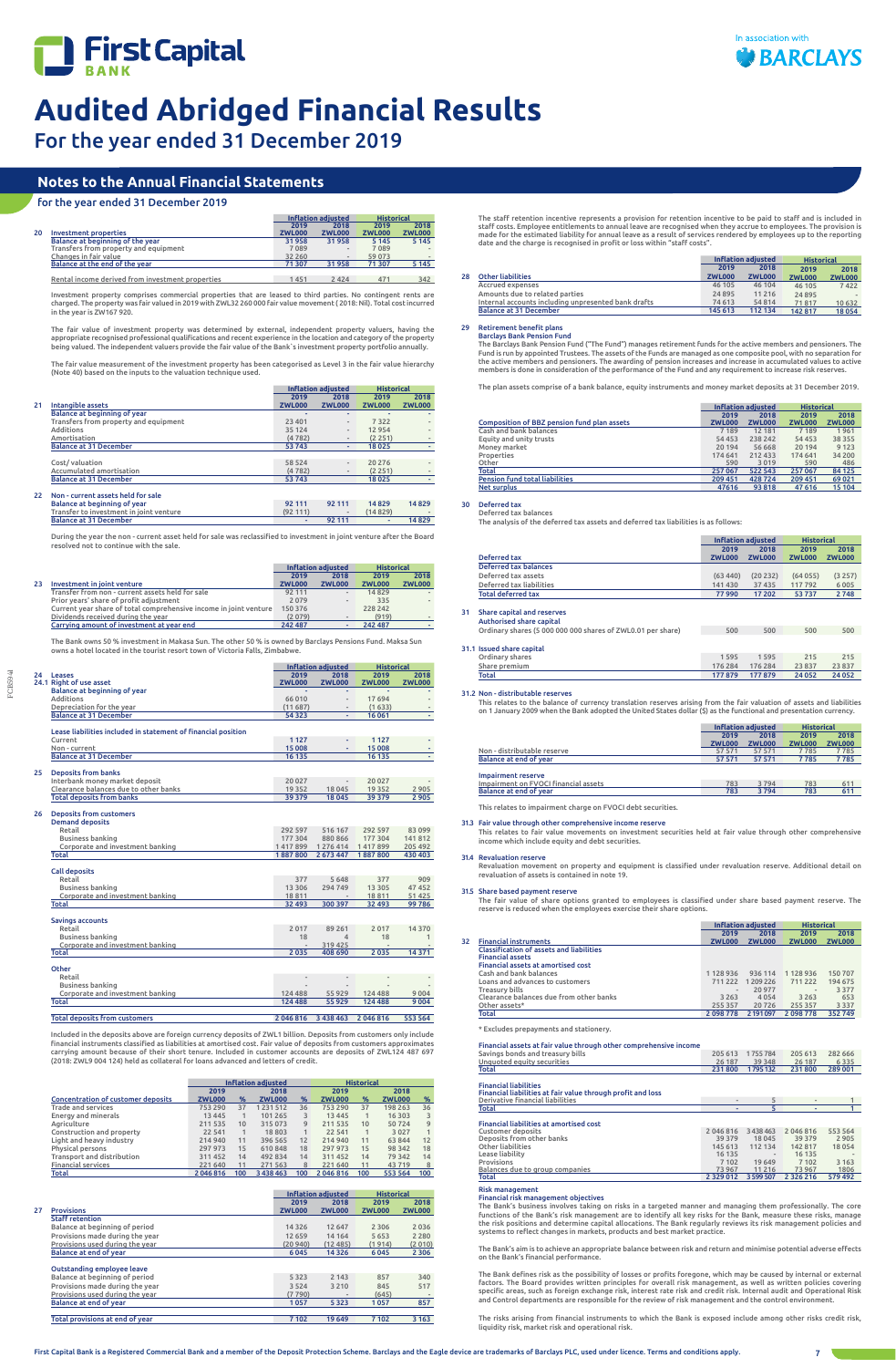# Audited Abridged Financial Results

## For the year ended 31 December 2019

## Notes to the Annual Financial Statements

### for the year ended 31 December 2019

| | | Inflation adjusted | | Historical | |
|---|---|---|---|---|---|
| | | 2019 | 2018 | 2019 | 2018 |
| 20 | Investment properties | ZWL000 | ZWL000 | ZWL000 | ZWL000 |
| | Balance at beginning of the year | 31 958 | 31 958 | 5 145 | 5 145 |
| | Transfers from property and equipment | 7 089 | - | 7 089 | - |
| | Changes in fair value | 32 260 | - | 59 073 | - |
| | Balance at the end of the year | 71 307 | 31 958 | 71 307 | 5 145 |
| | Rental income derived from investment properties | 1 451 | 2 424 | 471 | 342 |

Investment property comprises commercial properties that are leased to third parties. No contingent rents are charged. The property was fair valued in 2019 with ZWL32 260 000 fair value movement ( 2018: Nil). Total cost incurred in the year is ZW167 920.

The fair value of investment property was determined by external, independent property valuers, having the appropriate recognised professional qualifications and recent experience in the location and category of the property being valued. The independent valuers provide the fair value of the Bank`s investment property portfolio annually.

The fair value measurement of the investment property has been categorised as Level 3 in the fair value hierarchy (Note 40) based on the inputs to the valuation technique used.

| | | Inflation adjusted | | Historical | |
|---|---|---|---|---|---|
| | | 2019 | 2018 | 2019 | 2018 |
| 21 | Intangible assets | ZWL000 | ZWL000 | ZWL000 | ZWL000 |
| | Balance at beginning of year | - | - | - | - |
| | Transfers from property and equipment | 23 401 | - | 7 322 | - |
| | Additions | 35 124 | - | 12 954 | - |
| | Amortisation | (4 782) | - | (2 251) | - |
| | Balance at 31 December | 53 743 | - | 18 025 | - |
| | | | | | |
| | Cost/ valuation | 58 524 | - | 20 276 | - |
| | Accumulated amortisation | (4 782) | - | (2 251) | - |
| | Balance at 31 December | 53 743 | - | 18 025 | - |
| | | | | | |
| 22 | Non - current assets held for sale | | | | |
| | Balance at beginning of year | 92 111 | 92 111 | 14 829 | 14 829 |
| | Transfer to investment in joint venture | (92 111) | - | (14 829) | - |
| | Balance at 31 December | - | 92 111 | - | 14 829 |

During the year the non - current asset held for sale was reclassified to investment in joint venture after the Board resolved not to continue with the sale.

| | | Inflation adjusted | | Historical | |
|---|---|---|---|---|---|
| | | 2019 | 2018 | 2019 | 2018 |
| 23 | Investment in joint venture | ZWL000 | ZWL000 | ZWL000 | ZWL000 |
| | Transfer from non - current assets held for sale | 92 111 | - | 14 829 | - |
| | Prior years' share of profit adjustment | 2 079 | - | 335 | - |
| | Current year share of total comprehensive income in joint venture | 150 376 | - | 228 242 | - |
| | Dividends received during the year | (2 079) | - | (919) | - |
| | Carrying amount of investment at year end | 242 487 | - | 242 487 | - |

The Bank owns 50 % investment in Makasa Sun. The other 50 % is owned by Barclays Pensions Fund. Maksa Sun owns a hotel located in the tourist resort town of Victoria Falls, Zimbabwe.

| | | Inflation adjusted | | Historical | |
|---|---|---|---|---|---|
| | | 2019 | 2018 | 2019 | 2018 |
| 24 | Leases | ZWL000 | ZWL000 | ZWL000 | ZWL000 |
| 24.1 | Right of use asset | | | | |
| | Balance at beginning of year | - | - | - | - |
| | Additions | 66 010 | - | 17 694 | - |
| | Depreciation for the year | (11 687) | - | (1 633) | - |
| | Balance at 31 December | 54 323 | - | 16 061 | - |
| | | | | | |
| | Lease liabilities included in statement of financial position | | | | |
| | Current | 1 127 | - | 1 127 | - |
| | Non - current | 15 008 | - | 15 008 | - |
| | Balance at 31 December | 16 135 | - | 16 135 | - |
| | | | | | |
| 25 | Deposits from banks | | | | |
| | Interbank money market deposit | 20 027 | - | 20 027 | - |
| | Clearance balances due to other banks | 19 352 | 18 045 | 19 352 | 2 905 |
| | Total deposits from banks | 39 379 | 18 045 | 39 379 | 2 905 |
| | | | | | |
| 26 | Deposits from customers | | | | |
| | Demand deposits | | | | |
| | Retail | 292 597 | 516 167 | 292 597 | 83 099 |
| | Business banking | 177 304 | 880 866 | 177 304 | 141 812 |
| | Corporate and investment banking | 1 417 899 | 1 276 414 | 1 417 899 | 205 492 |
| | Total | 1 887 800 | 2 673 447 | 1 887 800 | 430 403 |
| | | | | | |
| | Call deposits | | | | |
| | Retail | 377 | 5 648 | 377 | 909 |
| | Business banking | 13 306 | 294 749 | 13 305 | 47 452 |
| | Corporate and investment banking | 18 811 | - | 18 811 | 51 425 |
| | Total | 32 493 | 300 397 | 32 493 | 99 786 |
| | | | | | |
| | Savings accounts | | | | |
| | Retail | 2 017 | 89 261 | 2 017 | 14 370 |
| | Business banking | 18 | 4 | 18 | 1 |
| | Corporate and investment banking | - | 319 425 | - | - |
| | Total | 2 035 | 408 690 | 2 035 | 14 371 |
| | | | | | |
| | Other | | | | |
| | Retail | - | - | - | - |
| | Business banking | - | - | - | - |
| | Corporate and investment banking | 124 488 | 55 929 | 124 488 | 9 004 |
| | Total | 124 488 | 55 929 | 124 488 | 9 004 |
| | | | | | |
| | Total deposits from customers | 2 046 816 | 3 438 463 | 2 046 816 | 553 564 |

Included in the deposits above are foreign currency deposits of ZWL1 billion. Deposits from customers only include financial instruments classified as liabilities at amortised cost. Fair value of deposits from customers approximates carrying amount because of their short tenure. Included in customer accounts are deposits of ZWL124 487 697 (2018: ZWL9 004 124) held as collateral for loans advanced and letters of credit.

| | Inflation adjusted | | | | Historical | | | |
|---|---|---|---|---|---|---|---|---|
| | 2019 | | 2018 | | 2019 | | 2018 | |
| Concentration of customer deposits | ZWL000 | % | ZWL000 | % | ZWL000 | % | ZWL000 | % |
| Trade and services | 753 290 | 37 | 1 231 512 | 36 | 753 290 | 37 | 198 263 | 36 |
| Energy and minerals | 13 445 | 1 | 101 265 | 3 | 13 445 | 1 | 16 303 | 3 |
| Agriculture | 211 535 | 10 | 315 073 | 9 | 211 535 | 10 | 50 724 | 9 |
| Construction and property | 22 541 | 1 | 18 803 | 1 | 22 541 | 1 | 3 027 | 1 |
| Light and heavy industry | 214 940 | 11 | 396 565 | 12 | 214 940 | 11 | 63 844 | 12 |
| Physical persons | 297 973 | 15 | 610 848 | 18 | 297 973 | 15 | 98 342 | 18 |
| Transport and distribution | 311 452 | 14 | 492 834 | 14 | 311 452 | 14 | 79 342 | 14 |
| Financial services | 221 640 | 11 | 271 563 | 8 | 221 640 | 11 | 43 719 | 8 |
| Total | 2 046 816 | 100 | 3 438 463 | 100 | 2 046 816 | 100 | 553 564 | 100 |

| | | Inflation adjusted | | Historical | |
|---|---|---|---|---|---|
| | | 2019 | 2018 | 2019 | 2018 |
| 27 | Provisions | ZWL000 | ZWL000 | ZWL000 | ZWL000 |
| | Staff retention | | | | |
| | Balance at beginning of period | 14 326 | 12 647 | 2 306 | 2 036 |
| | Provisions made during the year | 12 659 | 14 164 | 5 653 | 2 280 |
| | Provisions used during the year | (20 940) | (12 485) | (1 914) | (2 010) |
| | Balance at end of year | 6 045 | 14 326 | 6 045 | 2 306 |
| | | | | | |
| | Outstanding employee leave | | | | |
| | Balance at beginning of period | 5 323 | 2 143 | 857 | 340 |
| | Provisions made during the year | 3 524 | 3 210 | 845 | 517 |
| | Provisions used during the year | (7 790) | - | (645) | - |
| | Balance at end of year | 1 057 | 5 323 | 1 057 | 857 |
| | | | | | |
| | Total provisions at end of year | 7 102 | 19 649 | 7 102 | 3 163 |

The staff retention incentive represents a provision for retention incentive to be paid to staff and is included in staff costs. Employee entitlements to annual leave are recognised when they accrue to employees. The provision is made for the estimated liability for annual leave as a result of services rendered by employees up to the reporting date and the charge is recognised in profit or loss within "staff costs".

| | | Inflation adjusted | | Historical | |
|---|---|---|---|---|---|
| | | 2019 | 2018 | 2019 | 2018 |
| 28 | Other liabilities | ZWL000 | ZWL000 | ZWL000 | ZWL000 |
| | Accrued expenses | 46 105 | 46 104 | 46 105 | 7 422 |
| | Amounts due to related parties | 24 895 | 11 216 | 24 895 | - |
| | Internal accounts including unpresented bank drafts | 74 613 | 54 814 | 71 817 | 10 632 |
| | Balance at 31 December | 145 613 | 112 134 | 142 817 | 18 054 |

**29 Retirement benefit plans**

**Barclays Bank Pension Fund**

The Barclays Bank Pension Fund ("The Fund") manages retirement funds for the active members and pensioners. The Fund is run by appointed Trustees. The assets of the Funds are managed as one composite pool, with no separation for the active members and pensioners. The awarding of pension increases and increase in accumulated values to active members is done in consideration of the performance of the Fund and any requirement to increase risk reserves.

The plan assets comprise of a bank balance, equity instruments and money market deposits at 31 December 2019.

| | Inflation adjusted | | Historical | |
|---|---|---|---|---|
| | 2019 | 2018 | 2019 | 2018 |
| Composition of BBZ pension fund plan assets | ZWL000 | ZWL000 | ZWL000 | ZWL000 |
| Cash and bank balances | 7 189 | 12 181 | 7 189 | 1 961 |
| Equity and unity trusts | 54 453 | 238 242 | 54 453 | 38 355 |
| Money market | 20 194 | 56 668 | 20 194 | 9 123 |
| Properties | 174 641 | 212 433 | 174 641 | 34 200 |
| Other | 590 | 3 019 | 590 | 486 |
| Total | 257 067 | 522 543 | 257 067 | 84 125 |
| Pension fund total liabilities | 209 451 | 428 724 | 209 451 | 69 021 |
| Net surplus | 47616 | 93 818 | 47 616 | 15 104 |

**30 Deferred tax**

Deferred tax balances

The analysis of the deferred tax assets and deferred tax liabilities is as follows:

| | Inflation adjusted | | Historical | |
|---|---|---|---|---|
| | 2019 | 2018 | 2019 | 2018 |
| Deferred tax | ZWL000 | ZWL000 | ZWL000 | ZWL000 |
| Deferred tax balances | | | | |
| Deferred tax assets | (63 440) | (20 232) | (64 055) | (3 257) |
| Deferred tax liabilities | 141 430 | 37 435 | 117 792 | 6 005 |
| Total deferred tax | 77 990 | 17 202 | 53 737 | 2 748 |

| | | Inflation adjusted | | Historical | |
|---|---|---|---|---|---|
| 31 | Share capital and reserves | | | | |
| | Authorised share capital | | | | |
| | Ordinary shares (5 000 000 000 shares of ZWL0.01 per share) | 500 | 500 | 500 | 500 |
| | | | | | |
| 31.1 | Issued share capital | | | | |
| | Ordinary shares | 1 595 | 1 595 | 215 | 215 |
| | Share premium | 176 284 | 176 284 | 23 837 | 23 837 |
| | Total | 177 879 | 177 879 | 24 052 | 24 052 |

**31.2 Non - distributable reserves**

This relates to the balance of currency translation reserves arising from the fair valuation of assets and liabilities on 1 January 2009 when the Bank adopted the United States dollar ($) as the functional and presentation currency.

| | Inflation adjusted | | Historical | |
|---|---|---|---|---|
| | 2019 | 2018 | 2019 | 2018 |
| | ZWL000 | ZWL000 | ZWL000 | ZWL000 |
| Non - distributable reserves | 57 571 | 57 571 | 7 785 | 7 785 |
| Balance at end of year | 57 571 | 57 571 | 7 785 | 7 785 |
| | | | | |
| Impairment reserve | | | | |
| Impairment on FVOCI financial assets | 783 | 3 794 | 783 | 611 |
| Balance at end of year | 783 | 3 794 | 783 | 611 |

This relates to impairment charge on FVOCI debt securities.

**31.3 Fair value through other comprehensive income reserve**

This relates to fair value movements on investment securities held at fair value through other comprehensive income which include equity and debt securities.

**31.4 Revaluation reserve**

Revaluation movement on property and equipment is classified under revaluation reserve. Additional detail on revaluation of assets is contained in note 19.

**31.5 Share based payment reserve**

The fair value of share options granted to employees is classified under share based payment reserve. The reserve is reduced when the employees exercise their share options.

| | | Inflation adjusted | | Historical | |
|---|---|---|---|---|---|
| | | 2019 | 2018 | 2019 | 2018 |
| 32 | Financial instruments | ZWL000 | ZWL000 | ZWL000 | ZWL000 |
| | Classification of assets and liabilities | | | | |
| | Financial assets | | | | |
| | Financial assets at amortised cost | | | | |
| | Cash and bank balances | 1 128 936 | 936 114 | 1 128 936 | 150 707 |
| | Loans and advances to customers | 711 222 | 1 209 226 | 711 222 | 194 675 |
| | Treasury bills | - | 20 977 | - | 3 377 |
| | Clearance balances due from other banks | 3 263 | 4 054 | 3 263 | 653 |
| | Other assets* | 255 357 | 20 726 | 255 357 | 3 337 |
| | Total | 2 098 778 | 2 191 097 | 2 098 778 | 352 749 |

\* Excludes prepayments and stationery.

| | Inflation adjusted | | Historical | |
|---|---|---|---|---|
| Financial assets at fair value through other comprehensive income | | | | |
| Savings bonds and treasury bills | 205 613 | 1 755 784 | 205 613 | 282 666 |
| Unquoted equity securities | 26 187 | 39 348 | 26 187 | 6 335 |
| Total | 231 800 | 1 795 132 | 231 800 | 289 001 |
| | | | | |
| Financial liabilities | | | | |
| Financial liabilities at fair value through profit and loss | | | | |
| Derivative financial liabilities | - | 5 | - | 1 |
| Total | - | 5 | - | 1 |
| | | | | |
| Financial liabilities at amortised cost | | | | |
| Customer deposits | 2 046 816 | 3 438 463 | 2 046 816 | 553 564 |
| Deposits from other banks | 39 379 | 18 045 | 39 379 | 2 905 |
| Other liabilities | 145 613 | 112 134 | 142 817 | 18 054 |
| Lease liability | 16 135 | - | 16 135 | - |
| Provisions | 7 102 | 19 649 | 7 102 | 3 163 |
| Balances due to group companies | 73 967 | 11 216 | 73 967 | 1806 |
| Total | 2 329 012 | 3 599 507 | 2 326 216 | 579 492 |

**Risk management**

**Financial risk management objectives**

The Bank's business involves taking on risks in a targeted manner and managing them professionally. The core functions of the Bank's risk management are to identify all key risks for the Bank, measure these risks, manage the risk positions and determine capital allocations. The Bank regularly reviews its risk management policies and systems to reflect changes in markets, products and best market practice.

The Bank's aim is to achieve an appropriate balance between risk and return and minimise potential adverse effects on the Bank's financial performance.

The Bank defines risk as the possibility of losses or profits foregone, which may be caused by internal or external factors. The Board provides written principles for overall risk management, as well as written policies covering specific areas, such as foreign exchange risk, interest rate risk and credit risk. Internal audit and Operational Risk and Control Departments are responsible for the review of risk management and the control environment.

The risks arising from financial instruments to which the Bank is exposed include among other risks credit risk, liquidity risk, market risk and operational risk.

First Capital Bank is a Registered Commercial Bank and a member of the Deposit Protection Scheme. Barclays and the Eagle device are trademarks of Barclays PLC, used under licence. Terms and conditions apply.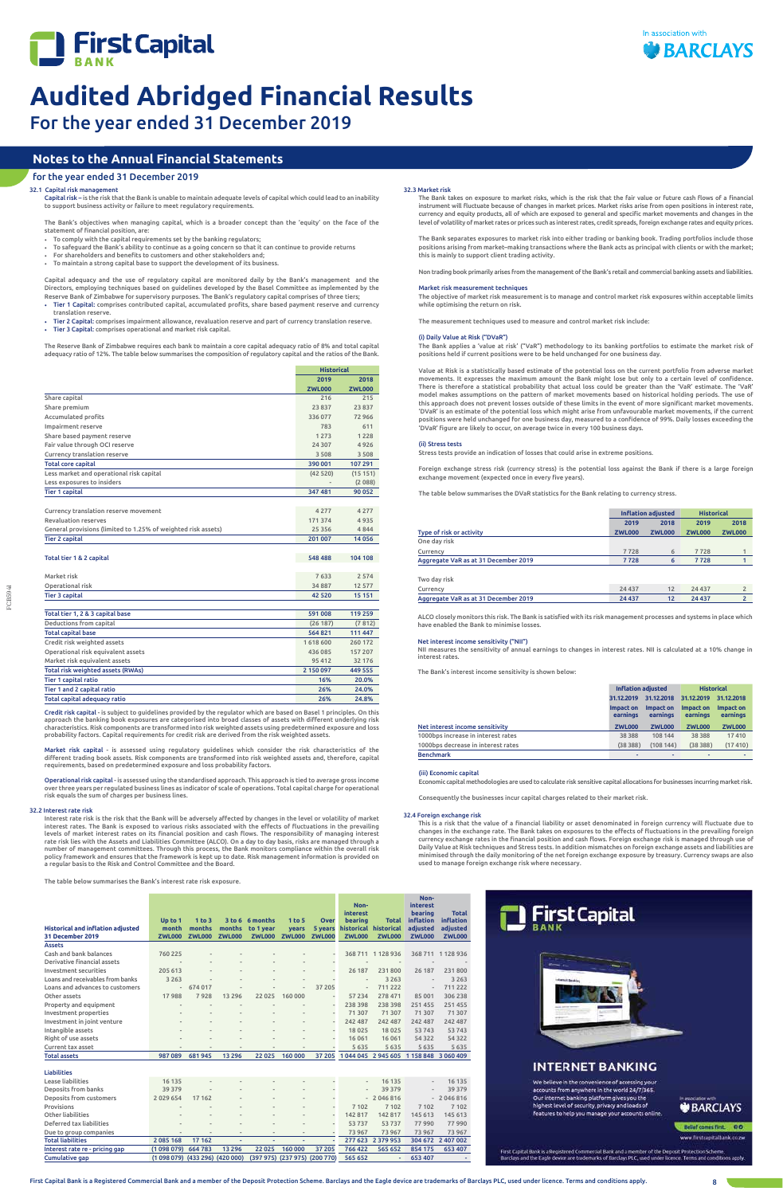# Audited Abridged Financial Results

For the year ended 31 December 2019

## Notes to the Annual Financial Statements

for the year ended 31 December 2019

### 32.1 Capital risk management

Capital risk – is the risk that the Bank is unable to maintain adequate levels of capital which could lead to an inability to support business activity or failure to meet regulatory requirements.

The Bank's objectives when managing capital, which is a broader concept than the 'equity' on the face of the statement of financial position, are:

- To comply with the capital requirements set by the banking regulators;
- To safeguard the Bank's ability to continue as a going concern so that it can continue to provide returns
- For shareholders and benefits to customers and other stakeholders and;
- To maintain a strong capital base to support the development of its business.

Capital adequacy and the use of regulatory capital are monitored daily by the Bank's management and the Directors, employing techniques based on guidelines developed by the Basel Committee as implemented by the Reserve Bank of Zimbabwe for supervisory purposes. The Bank's regulatory capital comprises of three tiers;

- **Tier 1 Capital:** comprises contributed capital, accumulated profits, share based payment reserve and currency translation reserve.
- **Tier 2 Capital:** comprises impairment allowance, revaluation reserve and part of currency translation reserve.
- **Tier 3 Capital:** comprises operational and market risk capital.

The Reserve Bank of Zimbabwe requires each bank to maintain a core capital adequacy ratio of 8% and total capital adequacy ratio of 12%. The table below summarises the composition of regulatory capital and the ratios of the Bank.

| | Historical | |
|---|---|---|
| | 2019 | 2018 |
| | ZWL000 | ZWL000 |
| Share capital | 216 | 215 |
| Share premium | 23 837 | 23 837 |
| Accumulated profits | 336 077 | 72 966 |
| Impairment reserve | 783 | 611 |
| Share based payment reserve | 1 273 | 1 228 |
| Fair value through OCI reserve | 24 307 | 4 926 |
| Currency translation reserve | 3 508 | 3 508 |
| **Total core capital** | **390 001** | **107 291** |
| Less market and operational risk capital | (42 520) | (15 151) |
| Less exposures to insiders | - | (2 088) |
| **Tier 1 capital** | **347 481** | **90 052** |
| | | |
| Currency translation reserve movement | 4 277 | 4 277 |
| Revaluation reserves | 171 374 | 4 935 |
| General provisions (limited to 1.25% of weighted risk assets) | 25 356 | 4 844 |
| **Tier 2 capital** | **201 007** | **14 056** |
| | | |
| **Total tier 1 & 2 capital** | **548 488** | **104 108** |
| | | |
| Market risk | 7 633 | 2 574 |
| Operational risk | 34 887 | 12 577 |
| **Tier 3 capital** | **42 520** | **15 151** |
| | | |
| **Total tier 1, 2 & 3 capital base** | **591 008** | **119 259** |
| Deductions from capital | (26 187) | (7 812) |
| **Total capital base** | **564 821** | **111 447** |
| Credit risk weighted assets | 1 618 600 | 260 172 |
| Operational risk equivalent assets | 436 085 | 157 207 |
| Market risk equivalent assets | 95 412 | 32 176 |
| **Total risk weighted assets (RWAs)** | **2 150 097** | **449 555** |
| **Tier 1 capital ratio** | **16%** | **20.0%** |
| **Tier 1 and 2 capital ratio** | **26%** | **24.0%** |
| **Total capital adequacy ratio** | **26%** | **24.8%** |

**Credit risk capital** - is subject to guidelines provided by the regulator which are based on Basel 1 principles. On this approach the banking book exposures are categorised into broad classes of assets with different underlying risk characteristics. Risk components are transformed into risk weighted assets using predetermined exposure and loss probability factors. Capital requirements for credit risk are derived from the risk weighted assets.

**Market risk capital** - is assessed using regulatory guidelines which consider the risk characteristics of the different trading book assets. Risk components are transformed into risk weighted assets and, therefore, capital requirements, based on predetermined exposure and loss probability factors.

**Operational risk capital** - is assessed using the standardised approach. This approach is tied to average gross income over three years per regulated business lines as indicator of scale of operations. Total capital charge for operational risk equals the sum of charges per business lines.

### 32.2 Interest rate risk

Interest rate risk is the risk that the Bank will be adversely affected by changes in the level or volatility of market interest rates. The Bank is exposed to various risks associated with the effects of fluctuations in the prevailing levels of market interest rates on its financial position and cash flows. The responsibility of managing interest rate risk lies with the Assets and Liabilities Committee (ALCO). On a day to day basis, risks are managed through a number of management committees. Through this process, the Bank monitors compliance within the overall risk policy framework and ensures that the framework is kept up to date. Risk management information is provided on a regular basis to the Risk and Control Committee and the Board.

The table below summarises the Bank's interest rate risk exposure.

| Historical and inflation adjusted 31 December 2019 | Up to 1 month ZWL000 | 1 to 3 months ZWL000 | 3 to 6 months ZWL000 | 6 months to 1 year ZWL000 | 1 to 5 years ZWL000 | Over 5 years ZWL000 | Non-interest bearing historical ZWL000 | Total historical ZWL000 | Non-interest bearing inflation adjusted ZWL000 | Total inflation adjusted ZWL000 |
|---|---|---|---|---|---|---|---|---|---|---|
| **Assets** | | | | | | | | | | |
| Cash and bank balances | 760 225 | - | - | - | - | - | 368 711 | 1 128 936 | 368 711 | 1 128 936 |
| Derivative financial assets | - | - | - | - | - | - | - | - | - | - |
| Investment securities | 205 613 | - | - | - | - | - | 26 187 | 231 800 | 26 187 | 231 800 |
| Loans and receivables from banks | 3 263 | - | - | - | - | - | - | 3 263 | - | 3 263 |
| Loans and advances to customers | - | 674 017 | - | - | - | 37 205 | - | 711 222 | - | 711 222 |
| Other assets | 17 988 | 7 928 | 13 296 | 22 025 | 160 000 | - | 57 234 | 278 471 | 85 001 | 306 238 |
| Property and equipment | - | - | - | - | - | - | 238 398 | 238 398 | 251 455 | 251 455 |
| Investment properties | - | - | - | - | - | - | 71 307 | 71 307 | 71 307 | 71 307 |
| Investment in joint venture | - | - | - | - | - | - | 242 487 | 242 487 | 242 487 | 242 487 |
| Intangible assets | - | - | - | - | - | - | 18 025 | 18 025 | 53 743 | 53 743 |
| Right of use assets | - | - | - | - | - | - | 16 061 | 16 061 | 54 322 | 54 322 |
| Current tax asset | - | - | - | - | - | - | 5 635 | 5 635 | 5 635 | 5 635 |
| **Total assets** | **987 089** | **681 945** | **13 296** | **22 025** | **160 000** | **37 205** | **1 044 045** | **2 945 605** | **1 158 848** | **3 060 409** |
| | | | | | | | | | | |
| **Liabilities** | | | | | | | | | | |
| Lease liabilities | 16 135 | - | - | - | - | - | - | 16 135 | - | 16 135 |
| Deposits from banks | 39 379 | - | - | - | - | - | - | 39 379 | - | 39 379 |
| Deposits from customers | 2 029 654 | 17 162 | - | - | - | - | - | 2 046 816 | - | 2 046 816 |
| Provisions | - | - | - | - | - | - | 7 102 | 7 102 | 7 102 | 7 102 |
| Other liabilities | - | - | - | - | - | - | 142 817 | 142 817 | 145 613 | 145 613 |
| Deferred tax liabilities | - | - | - | - | - | - | 53 737 | 53 737 | 77 990 | 77 990 |
| Due to group companies | - | - | - | - | - | - | 73 967 | 73 967 | 73 967 | 73 967 |
| **Total liabilities** | **2 085 168** | **17 162** | **-** | **-** | **-** | **-** | **277 623** | **2 379 953** | **304 672** | **2 407 002** |
| **Interest rate re - pricing gap** | **(1 098 079)** | **664 783** | **13 296** | **22 025** | **160 000** | **37 205** | **766 422** | **565 652** | **854 175** | **653 407** |
| **Cumulative gap** | **(1 098 079)** | **(433 296)** | **(420 000)** | **(397 975)** | **(237 975)** | **(200 770)** | **565 652** | **-** | **653 407** | **-** |

### 32.3 Market risk

The Bank takes on exposure to market risks, which is the risk that the fair value or future cash flows of a financial instrument will fluctuate because of changes in market prices. Market risks arise from open positions in interest rate, currency and equity products, all of which are exposed to general and specific market movements and changes in the level of volatility of market rates or prices such as interest rates, credit spreads, foreign exchange rates and equity prices.

The Bank separates exposures to market risk into either trading or banking book. Trading portfolios include those positions arising from market-making transactions where the Bank acts as principal with clients or with the market; this is mainly to support client trading activity.

Non trading book primarily arises from the management of the Bank's retail and commercial banking assets and liabilities.

#### Market risk measurement techniques

The objective of market risk measurement is to manage and control market risk exposures within acceptable limits while optimising the return on risk.

The measurement techniques used to measure and control market risk include:

#### (i) Daily Value at Risk ("DVaR")

The Bank applies a 'value at risk' ("VaR") methodology to its banking portfolios to estimate the market risk of positions held if current positions were to be held unchanged for one business day.

Value at Risk is a statistically based estimate of the potential loss on the current portfolio from adverse market movements. It expresses the maximum amount the Bank might lose but only to a certain level of confidence. There is therefore a statistical probability that actual loss could be greater than the 'VaR' estimate. The 'VaR' model makes assumptions on the pattern of market movements based on historical holding periods. The use of this approach does not prevent losses outside of these limits in the event of more significant market movements. 'DVaR' is an estimate of the potential loss which might arise from unfavourable market movements, if the current positions were held unchanged for one business day, measured to a confidence of 99%. Daily losses exceeding the 'DVaR' figure are likely to occur, on average twice in every 100 business days.

#### (ii) Stress tests

Stress tests provide an indication of losses that could arise in extreme positions.

Foreign exchange stress risk (currency stress) is the potential loss against the Bank if there is a large foreign exchange movement (expected once in every five years).

The table below summarises the DVaR statistics for the Bank relating to currency stress.

| | Inflation adjusted | | Historical | |
|---|---|---|---|---|
| | 2019 | 2018 | 2019 | 2018 |
| Type of risk or activity | ZWL000 | ZWL000 | ZWL000 | ZWL000 |
| One day risk | | | | |
| Currency | 7 728 | 6 | 7 728 | 1 |
| **Aggregate VaR as at 31 December 2019** | **7 728** | **6** | **7 728** | **1** |
| | | | | |
| Two day risk | | | | |
| Currency | 24 437 | 12 | 24 437 | 2 |
| **Aggregate VaR as at 31 December 2019** | **24 437** | **12** | **24 437** | **2** |

ALCO closely monitors this risk. The Bank is satisfied with its risk management processes and systems in place which have enabled the Bank to minimise losses.

#### Net interest income sensitivity ("NII")

NII measures the sensitivity of annual earnings to changes in interest rates. NII is calculated at a 10% change in interest rates.

The Bank's interest income sensitivity is shown below:

| | Inflation adjusted | | Historical | |
|---|---|---|---|---|
| | 31.12.2019 | 31.12.2018 | 31.12.2019 | 31.12.2018 |
| | Impact on earnings | Impact on earnings | Impact on earnings | Impact on earnings |
| Net interest income sensitivity | ZWL000 | ZWL000 | ZWL000 | ZWL000 |
| 1000bps increase in interest rates | 38 388 | 108 144 | 38 388 | 17 410 |
| 1000bps decrease in interest rates | (38 388) | (108 144) | (38 388) | (17 410) |
| **Benchmark** | - | - | - | - |

#### (iii) Economic capital

Economic capital methodologies are used to calculate risk sensitive capital allocations for businesses incurring market risk.

Consequently the businesses incur capital charges related to their market risk.

### 32.4 Foreign exchange risk

This is a risk that the value of a financial liability or asset denominated in foreign currency will fluctuate due to changes in the exchange rate. The Bank takes on exposures to the effects of fluctuations in the prevailing foreign currency exchange rates in the financial position and cash flows. Foreign exchange risk is managed through use of Daily Value at Risk techniques and Stress tests. In addition mismatches on foreign exchange assets and liabilities are minimised through the daily monitoring of the net foreign exchange exposure by treasury. Currency swaps are also used to manage foreign exchange risk where necessary.

First Capital Bank

INTERNET BANKING

We believe in the convenience of accessing your accounts from anywhere in the world 24/7/365. Our internet banking platform gives you the highest level of security, privacy and loads of features to help you manage your accounts online.

Belief comes first.

www.firstcapitalbank.co.zw

First Capital Bank is a Registered Commercial Bank and a member of the Deposit Protection Scheme. Barclays and the Eagle device are trademarks of Barclays PLC, used under licence. Terms and conditions apply.

First Capital Bank is a Registered Commercial Bank and a member of the Deposit Protection Scheme. Barclays and the Eagle device are trademarks of Barclays PLC, used under licence. Terms and conditions apply.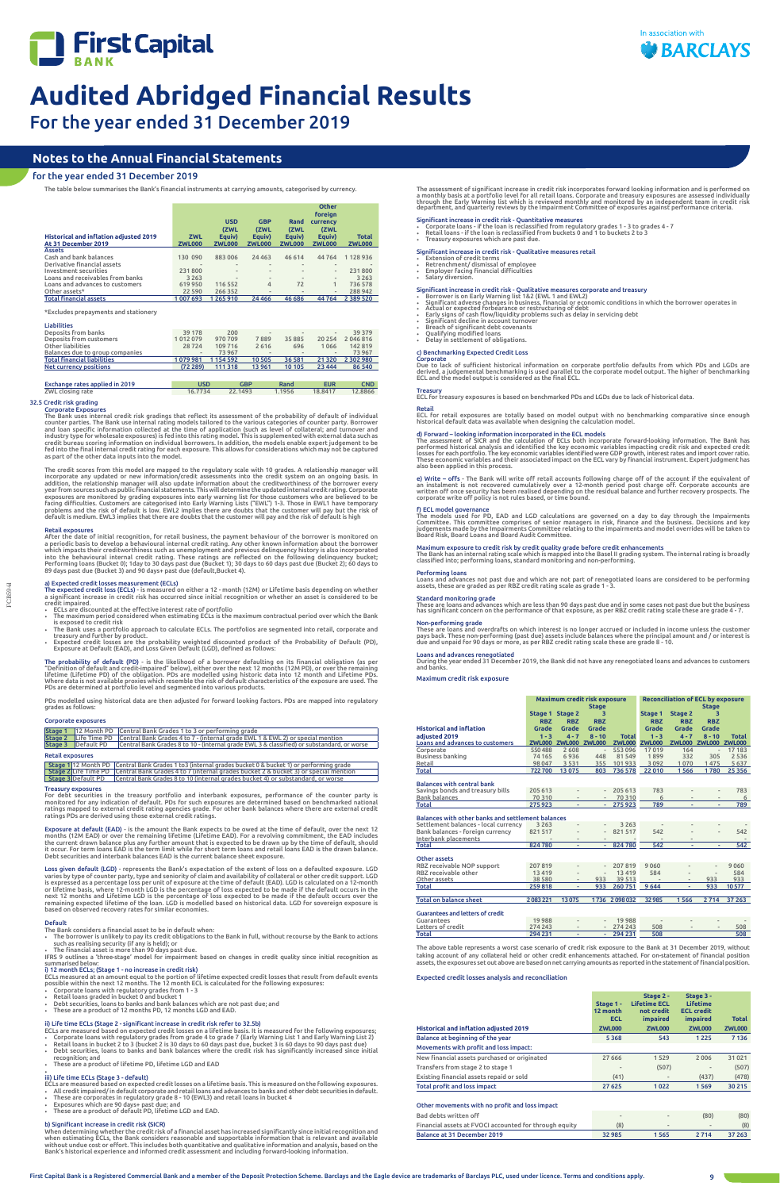# Audited Abridged Financial Results

For the year ended 31 December 2019

## Notes to the Annual Financial Statements

### for the year ended 31 December 2019

The table below summarises the Bank's financial instruments at carrying amounts, categorised by currency.

| Historical and inflation adjusted 2019 At 31 December 2019 | ZWL ZWL000 | USD (ZWL Equiv) ZWL000 | GBP (ZWL Equiv) ZWL000 | Rand (ZWL Equiv) ZWL000 | Other foreign currency (ZWL Equiv) ZWL000 | Total ZWL000 |
|---|---|---|---|---|---|---|
| **Assets** | | | | | | |
| Cash and bank balances | 130 090 | 883 006 | 24 463 | 46 614 | 44 764 | 1 128 936 |
| Derivative financial assets | - | - | - | - | - | - |
| Investment securities | 231 800 | - | - | - | - | 231 800 |
| Loans and receivables from banks | 3 263 | - | - | - | - | 3 263 |
| Loans and advances to customers | 619 950 | 116 552 | 4 | 72 | 1 | 736 578 |
| Other assets* | 22 590 | 266 352 | - | - | - | 288 942 |
| **Total financial assets** | 1 007 693 | 1 265 910 | 24 466 | 46 686 | 44 764 | 2 389 520 |

*Excludes prepayments and stationery

| Liabilities | | | | | | |
|---|---|---|---|---|---|---|
| Deposits from banks | 39 178 | 200 | - | - | - | 39 379 |
| Deposits from customers | 1 012 079 | 970 709 | 7 889 | 35 885 | 20 254 | 2 046 816 |
| Other liabilities | 28 724 | 109 716 | 2 616 | 696 | 1 066 | 142 819 |
| Balances due to group companies | - | 73 967 | - | - | - | 73 967 |
| **Total financial liabilities** | 1 079 981 | 1 154 592 | 10 505 | 36 581 | 21 320 | 2 302 980 |
| **Net currency positions** | (72 289) | 111 318 | 13 961 | 10 105 | 23 444 | 86 540 |

| Exchange rates applied in 2019 | USD | GBP | Rand | EUR | CND |
|---|---|---|---|---|---|
| ZWL closing rate | 16.7734 | 22.1493 | 1.1956 | 18.8417 | 12.8866 |

### 32.5 Credit risk grading

**Corporate Exposures**

The Bank uses internal credit risk gradings that reflect its assessment of the probability of default of individual counter parties. The Bank use internal rating models tailored to the various categories of counter party. Borrower and loan specific information collected at the time of application (such as level of collateral; and turnover and industry type for wholesale exposures) is fed into this rating model. This is supplemented with external data such as credit bureau scoring information on individual borrowers. In addition, the models enable expert judgement to be fed into the final internal credit rating for each exposure. This allows for considerations which may not be captured as part of the other data inputs into the model.

The credit scores from this model are mapped to the regulatory scale with 10 grades. A relationship manager will incorporate any updated or new information/credit assessments into the credit system on an ongoing basis. In addition, the relationship manager will also update information about the creditworthiness of the borrower every year from sources such as public financial statements. This will determine the updated internal credit rating. Corporate exposures are monitored by grading exposures into early warning list for those customers who are believed to be facing difficulties. Customers are categorised into Early Warning Lists ("EWL") 1-3. Those in EWL1 have temporary problems and the risk of default is low. EWL2 implies there are doubts that the customer will pay but the risk of default is medium. EWL3 implies that there are doubts that the customer will pay and the risk of default is high

**Retail exposures**

After the date of initial recognition, for retail business, the payment behaviour of the borrower is monitored on a periodic basis to develop a behavioural internal credit rating. Any other known information about the borrower which impacts their creditworthiness such as unemployment and previous delinquency history is also incorporated into the behavioural internal credit rating. These ratings are reflected on the following delinquency bucket; Performing loans (Bucket 0); 1day to 30 days past due (Bucket 1); 30 days to 60 days past due (Bucket 2); 60 days to 89 days past due (Bucket 3) and 90 days+ past due (default,Bucket 4).

**a) Expected credit losses measurement (ECLs)**

**The expected credit loss (ECLs)** - is measured on either a 12 - month (12M) or Lifetime basis depending on whether a significant increase in credit risk has occurred since initial recognition or whether an asset is considered to be credit impaired.

- ECLs are discounted at the effective interest rate of portfolio
- The maximum period considered when estimating ECLs is the maximum contractual period over which the Bank is exposed to credit risk
- The Bank uses a portfolio approach to calculate ECLs. The portfolios are segmented into retail, corporate and treasury and further by product.
- Expected credit losses are the probability weighted discounted product of the Probability of Default (PD), Exposure at Default (EAD), and Loss Given Default (LGD), defined as follows:

**The probability of default (PD)** - is the likelihood of a borrower defaulting on its financial obligation (as per "Definition of default and credit-impaired" below), either over the next 12 months (12M PD), or over the remaining lifetime (Lifetime PD) of the obligation. PDs are modelled using historic data into 12 month and Lifetime PDs. Where data is not available proxies which resemble the risk of default characteristics of the exposure are used. The PDs are determined at portfolio level and segmented into various products.

PDs modelled using historical data are then adjusted for forward looking factors. PDs are mapped into regulatory grades as follows:

**Corporate exposures**

| | | |
|---|---|---|
| Stage 1 | 12 Month PD | Central Bank Grades 1 to 3 or performing grade |
| Stage 2 | Life Time PD | Central Bank Grades 4 to 7 - (internal grade EWL 1 & EWL 2) or special mention |
| Stage 3 | Default PD | Central Bank Grades 8 to 10 - (internal grade EWL 3 & classified) or substandard, or worse |

**Retail exposures**

| | | |
|---|---|---|
| Stage 1 | 12 Month PD | Central Bank Grades 1 to3 (internal grades bucket 0 & bucket 1) or performing grade |
| Stage 2 | Life Time PD | Central Bank Grades 4 to 7 (internal grades bucket 2 & bucket 3) or special mention |
| Stage 3 | Default PD | Central Bank Grades 8 to 10 (internal grades bucket 4) or substandard, or worse |

**Treasury exposures**

For debt securities in the treasury portfolio and interbank exposures, performance of the counter party is monitored for any indication of default. PDs for such exposures are determined based on benchmarked national ratings mapped to external credit rating agencies grade. For other bank balances where there are external credit ratings PDs are derived using those external credit ratings.

**Exposure at default (EAD)** - is the amount the Bank expects to be owed at the time of default, over the next 12 months (12M EAD) or over the remaining lifetime (Lifetime EAD). For a revolving commitment, the EAD includes the current drawn balance plus any further amount that is expected to be drawn up by the time of default, should it occur. For term loans EAD is the term limit while for short term loans and retail loans EAD is the drawn balance. Debt securities and interbank balances EAD is the current balance sheet exposure.

**Loss given default (LGD)** - represents the Bank's expectation of the extent of loss on a defaulted exposure. LGD varies by type of counter party, type and seniority of claim and availability of collateral or other credit support. LGD is expressed as a percentage loss per unit of exposure at the time of default (EAD). LGD is calculated on a 12-month or lifetime basis, where 12-month LGD is the percentage of loss expected to be made if the default occurs in the next 12 months and Lifetime LGD is the percentage of loss expected to be made if the default occurs over the remaining expected lifetime of the loan. LGD is modelled based on historical data. LGD for sovereign exposure is based on observed recovery rates for similar economies.

**Default**

The Bank considers a financial asset to be in default when:

- The borrower is unlikely to pay its credit obligations to the Bank in full, without recourse by the Bank to actions such as realising security (if any is held); or
- The financial asset is more than 90 days past due.

IFRS 9 outlines a 'three-stage' model for impairment based on changes in credit quality since initial recognition as summarised below:

**i) 12 month ECLs; (Stage 1 - no increase in credit risk)**

ECLs measured at an amount equal to the portion of lifetime expected credit losses that result from default events possible within the next 12 months. The 12 month ECL is calculated for the following exposures:

- Corporate loans with regulatory grades from 1 - 3
- Retail loans graded in bucket 0 and bucket 1
- Debt securities, loans to banks and bank balances which are not past due; and
- These are a product of 12 months PD, 12 months LGD and EAD.

**ii) Life time ECLs (Stage 2 - significant increase in credit risk refer to 32.5b)**

ECLs are measured based on expected credit losses on a lifetime basis. It is measured for the following exposures;

- Corporate loans with regulatory grades from grade 4 to grade 7 (Early Warning List 1 and Early Warning List 2)
- Retail loans in bucket 2 to 3 (bucket 2 is 30 days to 60 days past due, bucket 3 is 60 days to 90 days past due)
- Debt securities, loans to banks and bank balances where the credit risk has significantly increased since initial recognition; and
- These are a product of lifetime PD, lifetime LGD and EAD

**iii) Life time ECLs (Stage 3 - default)**

ECLs are measured based on expected credit losses on a lifetime basis. This is measured on the following exposures.

- All credit impaired/ in default corporate and retail loans and advances to banks and other debt securities in default.
- These are corporates in regulatory grade 8 - 10 (EWL3) and retail loans in bucket 4
- Exposures which are 90 days+ past due; and
- These are a product of lifetime PD, lifetime LGD and EAD.

**b) Significant increase in credit risk (SICR)**

When determining whether the credit risk of a financial asset has increased significantly since initial recognition and when estimating ECLs, the Bank considers reasonable and supportable information that is relevant and available without undue cost or effort. This includes both quantitative and qualitative information and analysis, based on the Bank's historical experience and informed credit assessment and including forward-looking information.

The assessment of significant increase in credit risk incorporates forward looking information and is performed on a monthly basis at a portfolio level for all retail loans. Corporate and treasury exposures are assessed individually through the Early Warning list which is reviewed monthly and monitored by an independent team in credit risk department, and quarterly reviews by the Impairment Committee of exposures against performance criteria.

**Significant increase in credit risk - Quantitative measures**

- Corporate loans - if the loan is reclassified from regulatory grades 1 - 3 to grades 4 - 7
- Retail loans - if the loan is reclassified from buckets 0 and 1 to buckets 2 to 3
- Treasury exposures which are past due.

**Significant increase in credit risk - Qualitative measures retail**

- Extension of credit terms
- Retrenchment/ dismissal of employee
- Employer facing financial difficulties
- Salary diversion.

**Significant increase in credit risk - Qualitative measures corporate and treasury**

- Borrower is on Early Warning list 1&2 (EWL 1 and EWL2)
- Significant adverse changes in business, financial or economic conditions in which the borrower operates in
- Actual or expected forbearance or restructuring of debt
- Early signs of cash flow/liquidity problems such as delay in servicing debt
- Significant decline in account turnover
- Breach of significant debt covenants
- Qualifying modified loans
- Delay in settlement of obligations.

**c) Benchmarking Expected Credit Loss**

**Corporate**

Due to lack of sufficient historical information on corporate portfolio defaults from which PDs and LGDs are derived, a judgemental benchmarking is used parallel to the corporate model output. The higher of benchmarking ECL and the model output is considered as the final ECL.

**Treasury**

ECL for treasury exposures is based on benchmarked PDs and LGDs due to lack of historical data.

**Retail**

ECL for retail exposures are totally based on model output with no benchmarking comparative since enough historical default data was available when designing the calculation model.

**d) Forward – looking information incorporated in the ECL models**

The assessment of SICR and the calculation of ECLs both incorporate forward-looking information. The Bank has performed historical analysis and identified the key economic variables impacting credit risk and expected credit losses for each portfolio. The key economic variables identified were GDP growth, interest rates and import cover ratio. These economic variables and their associated impact on the ECL vary by financial instrument. Expert judgment has also been applied in this process.

**e) Write – offs** - The Bank will write off retail accounts following charge off of the account if the equivalent of an instalment is not recovered cumulatively over a 12-month period post charge off. Corporate accounts are written off once security has been realised depending on the residual balance and further recovery prospects. The corporate write off policy is not rules based, or time bound.

**f) ECL model governance**

The models used for PD, EAD and LGD calculations are governed on a day to day through the Impairments Committee. This committee comprises of senior managers in risk, finance and the business. Decisions and key judgements made by the Impairments Committee relating to the impairments and model overrides will be taken to Board Risk, Board Loans and Board Audit Committee.

**Maximum exposure to credit risk by credit quality grade before credit enhancements**

The Bank has an internal rating scale which is mapped into the Basel II grading system. The internal rating is broadly classified into; performing loans, standard monitoring and non-performing.

**Performing loans**

Loans and advances not past due and which are not part of renegotiated loans are considered to be performing assets, these are graded as per RBZ credit rating scale as grade 1 - 3.

**Standard monitoring grade**

These are loans and advances which are less than 90 days past due and in some cases not past due but the business has significant concern on the performance of that exposure, as per RBZ credit rating scale these are grade 4 - 7.

**Non-performing grade**

These are loans and overdrafts on which interest is no longer accrued or included in income unless the customer pays back. These non-performing (past due) assets include balances where the principal amount and / or interest is due and unpaid for 90 days or more, as per RBZ credit rating scale these are grade 8 - 10.

**Loans and advances renegotiated**

During the year ended 31 December 2019, the Bank did not have any renegotiated loans and advances to customers and banks.

**Maximum credit risk exposure**

| Historical and inflation adjusted 2019 | Maximum credit risk exposure | | | | Reconciliation of ECL by exposure | | | |
|---|---|---|---|---|---|---|---|---|
| | Stage 1 RBZ Grade 1 - 3 | Stage 2 RBZ Grade 4 - 7 | Stage 3 RBZ Grade 8 - 10 | Total | Stage 1 RBZ Grade 1 - 3 | Stage 2 RBZ Grade 4 - 7 | Stage 3 RBZ Grade 8 - 10 | Total |
| **Loans and advances to customers** | ZWL000 | ZWL000 | ZWL000 | ZWL000 | ZWL000 | ZWL000 | ZWL000 | ZWL000 |
| Corporate | 550 488 | 2 608 | - | 553 096 | 17 019 | 164 | - | 17 183 |
| Business banking | 74 165 | 6 936 | 448 | 81 549 | 1 899 | 332 | 305 | 2 536 |
| Retail | 98 047 | 3 531 | 355 | 101 933 | 3 092 | 1 070 | 1 475 | 5 637 |
| **Total** | 722 700 | 13 075 | 803 | 736 578 | 22 010 | 1 566 | 1 780 | 25 356 |
| **Balances with central bank** | | | | | | | | |
| Savings bonds and treasury bills | 205 613 | - | - | 205 613 | 783 | - | - | 783 |
| Bank balances | 70 310 | - | - | 70 310 | 6 | - | - | 6 |
| **Total** | 275 923 | - | - | 275 923 | 789 | - | - | 789 |
| **Balances with other banks and settlement balances** | | | | | | | | |
| Settlement balances - local currency | 3 263 | - | - | 3 263 | - | - | - | - |
| Bank balances - foreign currency | 821 517 | - | - | 821 517 | 542 | - | - | 542 |
| Interbank placements | - | - | - | - | - | - | - | - |
| **Total** | 824 780 | - | - | 824 780 | 542 | - | - | 542 |
| **Other assets** | | | | | | | | |
| RBZ receivable NOP support | 207 819 | - | - | 207 819 | 9 060 | - | - | 9 060 |
| RBZ receivable other | 13 419 | - | - | 13 419 | 584 | - | - | 584 |
| Other assets | 38 580 | - | 933 | 39 513 | - | - | 933 | 933 |
| **Total** | 259 818 | - | 933 | 260 751 | 9 644 | - | 933 | 10 577 |
| **Total on balance sheet** | 2 083 221 | 13 075 | 1 736 | 2 098 032 | 32 985 | 1 566 | 2 714 | 37 263 |
| **Guarantees and letters of credit** | | | | | | | | |
| Guarantees | 19 988 | - | - | 19 988 | - | - | - | - |
| Letters of credit | 274 243 | - | - | 274 243 | 508 | - | - | 508 |
| **Total** | 294 231 | - | - | 294 231 | 508 | - | - | 508 |

The above table represents a worst case scenario of credit risk exposure to the Bank at 31 December 2019, without taking account of any collateral held or other credit enhancements attached. For on-statement of financial position assets, the exposures set out above are based on net carrying amounts as reported in the statement of financial position.

**Expected credit losses analysis and reconciliation**

| Historical and inflation adjusted 2019 | Stage 1 - 12 month ECL ZWL000 | Stage 2 - Lifetime ECL not credit impaired ZWL000 | Stage 3 - Lifetime ECL credit impaired ZWL000 | Total ZWL000 |
|---|---|---|---|---|
| **Balance at beginning of the year** | 5 368 | 543 | 1 225 | 7 136 |
| **Movements with profit and loss impact:** | | | | |
| New financial assets purchased or originated | 27 666 | 1 529 | 2 006 | 31 021 |
| Transfers from stage 2 to stage 1 | - | (507) | - | (507) |
| Existing financial assets repaid or sold | (41) | - | (437) | (478) |
| **Total profit and loss impact** | 27 625 | 1 022 | 1 569 | 30 215 |
| **Other movements with no profit and loss impact** | | | | |
| Bad debts written off | - | - | (80) | (80) |
| Financial assets at FVOCI accounted for through equity | (8) | - | - | (8) |
| **Balance at 31 December 2019** | 32 985 | 1 565 | 2 714 | 37 263 |

First Capital Bank is a Registered Commercial Bank and a member of the Deposit Protection Scheme. Barclays and the Eagle device are trademarks of Barclays PLC, used under licence. Terms and conditions apply.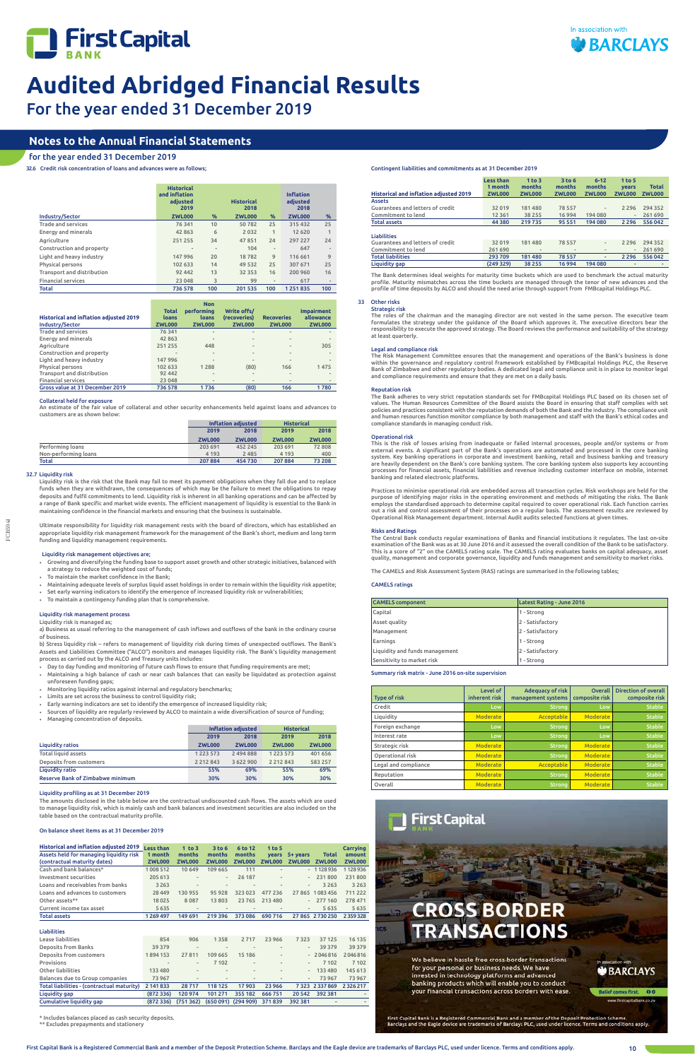# Audited Abridged Financial Results

For the year ended 31 December 2019

## Notes to the Annual Financial Statements

### for the year ended 31 December 2019

32.6 Credit risk concentration of loans and advances were as follows;

| Industry/Sector | Historical and inflation adjusted 2019 ZWL000 | % | Historical 2018 ZWL000 | % | Inflation adjusted 2018 ZWL000 | % |
|---|---|---|---|---|---|---|
| Trade and services | 76 341 | 10 | 50 782 | 25 | 315 432 | 25 |
| Energy and minerals | 42 863 | 6 | 2 032 | 1 | 12 620 | 1 |
| Agriculture | 251 255 | 34 | 47 851 | 24 | 297 227 | 24 |
| Construction and property | - | - | 104 | - | 647 | - |
| Light and heavy industry | 147 996 | 20 | 18 782 | 9 | 116 661 | 9 |
| Physical persons | 102 633 | 14 | 49 532 | 25 | 307 671 | 25 |
| Transport and distribution | 92 442 | 13 | 32 353 | 16 | 200 960 | 16 |
| Financial services | 23 048 | 3 | 99 | - | 617 | - |
| **Total** | **736 578** | **100** | **201 535** | **100** | **1 251 835** | **100** |

| Historical and inflation adjusted 2019 Industry/Sector | Total loans ZWL000 | Non performing loans ZWL000 | Write offs/ (recoveries) ZWL000 | Recoveries ZWL000 | Impairment allowance ZWL000 |
|---|---|---|---|---|---|
| Trade and services | 76 341 | - | - | - | - |
| Energy and minerals | 42 863 | - | - | - | - |
| Agriculture | 251 255 | 448 | - | - | 305 |
| Construction and property | - | - | - | - | - |
| Light and heavy industry | 147 996 | - | - | - | - |
| Physical persons | 102 633 | 1 288 | (80) | 166 | 1 475 |
| Transport and distribution | 92 442 | - | - | - | - |
| Financial services | 23 048 | - | - | - | - |
| **Gross value at 31 December 2019** | **736 578** | **1 736** | **(80)** | **166** | **1 780** |

**Collateral held for exposure**

An estimate of the fair value of collateral and other security enhancements held against loans and advances to customers are as shown below:

| | Inflation adjusted | | Historical | |
|---|---|---|---|---|
| | 2019 | 2018 | 2019 | 2018 |
| | ZWL000 | ZWL000 | ZWL000 | ZWL000 |
| Performing loans | 203 691 | 452 245 | 203 691 | 72 808 |
| Non-performing loans | 4 193 | 2 485 | 4 193 | 400 |
| **Total** | **207 884** | **454 730** | **207 884** | **73 208** |

32.7 Liquidity risk

Liquidity risk is the risk that the Bank may fail to meet its payment obligations when they fall due and to replace funds when they are withdrawn, the consequences of which may be the failure to meet the obligations to repay deposits and fulfil commitments to lend. Liquidity risk is inherent in all banking operations and can be affected by a range of Bank specific and market wide events. The efficient management of liquidity is essential to the Bank in maintaining confidence in the financial markets and ensuring that the business is sustainable.

Ultimate responsibility for liquidity risk management rests with the board of directors, which has established an appropriate liquidity risk management framework for the management of the Bank's short, medium and long term funding and liquidity management requirements.

**Liquidity risk management objectives are;**

- Growing and diversifying the funding base to support asset growth and other strategic initiatives, balanced with a strategy to reduce the weighted cost of funds;
- To maintain the market confidence in the Bank;
- Maintaining adequate levels of surplus liquid asset holdings in order to remain within the liquidity risk appetite;
- Set early warning indicators to identify the emergence of increased liquidity risk or vulnerabilities;
- To maintain a contingency funding plan that is comprehensive.

**Liquidity risk management process**

Liquidity risk is managed as;

a) Business as usual referring to the management of cash inflows and outflows of the bank in the ordinary course of business.

b) Stress liquidity risk – refers to management of liquidity risk during times of unexpected outflows. The Bank's Assets and Liabilities Committee ("ALCO") monitors and manages liquidity risk. The Bank's liquidity management process as carried out by the ALCO and Treasury units includes:

- Day to day funding and monitoring of future cash flows to ensure that funding requirements are met;
- Maintaining a high balance of cash or near cash balances that can easily be liquidated as protection against unforeseen funding gaps;
- Monitoring liquidity ratios against internal and regulatory benchmarks;
- Limits are set across the business to control liquidity risk;
- Early warning indicators are set to identify the emergence of increased liquidity risk;
- Sources of liquidity are regularly reviewed by ALCO to maintain a wide diversification of source of funding;
- Managing concentration of deposits.

| Liquidity ratios | Inflation adjusted 2019 ZWL000 | Inflation adjusted 2018 ZWL000 | Historical 2019 ZWL000 | Historical 2018 ZWL000 |
|---|---|---|---|---|
| Total liquid assets | 1 223 573 | 2 494 888 | 1 223 573 | 401 656 |
| Deposits from customers | 2 212 843 | 3 622 900 | 2 212 843 | 583 257 |
| **Liquidity ratio** | **55%** | **69%** | **55%** | **69%** |
| **Reserve Bank of Zimbabwe minimum** | **30%** | **30%** | **30%** | **30%** |

**Liquidity profiling as at 31 December 2019**

The amounts disclosed in the table below are the contractual undiscounted cash flows. The assets which are used to manage liquidity risk, which is mainly cash and bank balances and investment securities are also included on the table based on the contractual maturity profile.

**On balance sheet items as at 31 December 2019**

| Historical and inflation adjusted 2019 Assets held for managing liquidity risk (contractual maturity dates) | Less than 1 month ZWL000 | 1 to 3 months ZWL000 | 3 to 6 months ZWL000 | 6 to 12 months ZWL000 | 1 to 5 years ZWL000 | 5+ years ZWL000 | Total ZWL000 | Carrying amount ZWL000 |
|---|---|---|---|---|---|---|---|---|
| Cash and bank balances* | 1 008 512 | 10 649 | 109 665 | 111 | - | - | 1 128 936 | 1 128 936 |
| Investment securities | 205 613 | - | - | 26 187 | - | - | 231 800 | 231 800 |
| Loans and receivables from banks | 3 263 | - | - | - | - | - | 3 263 | 3 263 |
| Loans and advances to customers | 28 449 | 130 955 | 95 928 | 323 023 | 477 236 | 27 865 | 1 083 456 | 711 222 |
| Other assets** | 18 025 | 8 087 | 13 803 | 23 765 | 213 480 | - | 277 160 | 278 471 |
| Current income tax asset | 5 635 | - | - | - | - | - | 5 635 | 5 635 |
| **Total assets** | **1 269 497** | **149 691** | **219 396** | **373 086** | **690 716** | **27 865** | **2 730 250** | **2 359 328** |
| | | | | | | | | |
| **Liabilities** | | | | | | | | |
| Lease liabilities | 854 | 906 | 1 358 | 2 717 | 23 966 | 7 323 | 37 125 | 16 135 |
| Deposits from Banks | 39 379 | - | - | - | - | - | 39 379 | 39 379 |
| Deposits from customers | 1 894 153 | 27 811 | 109 665 | 15 186 | - | - | 2 046 816 | 2 046 816 |
| Provisions | - | - | 7 102 | - | - | - | 7 102 | 7 102 |
| Other liabilities | 133 480 | - | - | - | - | - | 133 480 | 145 613 |
| Balances due to Group companies | 73 967 | - | - | - | - | - | 73 967 | 73 967 |
| **Total liabilities - (contractual maturity)** | **2 141 833** | **28 717** | **118 125** | **17 903** | **23 966** | **7 323** | **2 337 869** | **2 326 217** |
| **Liquidity gap** | **(872 336)** | **120 974** | **101 271** | **355 182** | **666 751** | **20 542** | **392 381** | **-** |
| **Cumulative liquidity gap** | **(872 336)** | **(751 362)** | **(650 091)** | **(294 909)** | **371 839** | **392 381** | **-** | **-** |

\* Includes balances placed as cash security deposits.
\** Excludes prepayments and stationery

**Contingent liabilities and commitments as at 31 December 2019**

| Historical and inflation adjusted 2019 | Less than 1 month ZWL000 | 1 to 3 months ZWL000 | 3 to 6 months ZWL000 | 6-12 months ZWL000 | 1 to 5 years ZWL000 | Total ZWL000 |
|---|---|---|---|---|---|---|
| **Assets** | | | | | | |
| Guarantees and letters of credit | 32 019 | 181 480 | 78 557 | - | 2 296 | 294 352 |
| Commitment to lend | 12 361 | 38 255 | 16 994 | 194 080 | - | 261 690 |
| **Total assets** | **44 380** | **219 735** | **95 551** | **194 080** | **2 296** | **556 042** |
| | | | | | | |
| **Liabilities** | | | | | | |
| Guarantees and letters of credit | 32 019 | 181 480 | 78 557 | - | 2 296 | 294 352 |
| Commitment to lend | 261 690 | - | - | - | - | 261 690 |
| **Total liabilities** | **293 709** | **181 480** | **78 557** | **-** | **2 296** | **556 042** |
| **Liquidity gap** | **(249 329)** | **38 255** | **16 994** | **194 080** | **-** | **-** |

The Bank determines ideal weights for maturity time buckets which are used to benchmark the actual maturity profile. Maturity mismatches across the time buckets are managed through the tenor of new advances and the profile of time deposits by ALCO and should the need arise through support from FMBcapital Holdings PLC.

33 Other risks

**Strategic risk**

The roles of the chairman and the managing director are not vested in the same person. The executive team formulates the strategy under the guidance of the Board which approves it. The executive directors bear the responsibility to execute the approved strategy. The Board reviews the performance and suitability of the strategy at least quarterly.

**Legal and compliance risk**

The Risk Management Committee ensures that the management and operations of the Bank's business is done within the governance and regulatory control framework established by FMBcapital Holdings PLC, the Reserve Bank of Zimbabwe and other regulatory bodies. A dedicated legal and compliance unit is in place to monitor legal and compliance requirements and ensure that they are met on a daily basis.

**Reputation risk**

The Bank adheres to very strict reputation standards set for FMBcapital Holdings PLC based on its chosen set of values. The Human Resources Committee of the Board assists the Board in ensuring that staff complies with set policies and practices consistent with the reputation demands of both the Bank and the industry. The compliance unit and human resources function monitor compliance by both management and staff with the Bank's ethical codes and compliance standards in managing conduct risk.

**Operational risk**

This is the risk of losses arising from inadequate or failed internal processes, people and/or systems or from external events. A significant part of the Bank's operations are automated and processed in the core banking system. Key banking operations in corporate and investment banking, retail and business banking and treasury are heavily dependent on the Bank's core banking system. The core banking system also supports key accounting processes for financial assets, financial liabilities and revenue including customer interface on mobile, internet banking and related electronic platforms.

Practices to minimise operational risk are embedded across all transaction cycles. Risk workshops are held for the purpose of identifying major risks in the operating environment and methods of mitigating the risks. The Bank employs the standardised approach to determine capital required to cover operational risk. Each function carries out a risk and control assessment of their processes on a regular basis. The assessment results are reviewed by Operational Risk Management department. Internal Audit audits selected functions at given times.

**Risks and Ratings**

The Central Bank conducts regular examinations of Banks and financial institutions it regulates. The last on-site examination of the Bank was as at 30 June 2016 and it assessed the overall condition of the Bank to be satisfactory. This is a score of "2" on the CAMELS rating scale. The CAMELS rating evaluates banks on capital adequacy, asset quality, management and corporate governance, liquidity and funds management and sensitivity to market risks.

The CAMELS and Risk Assessment System (RAS) ratings are summarised in the following tables;

**CAMELS ratings**

| CAMELS component | Latest Rating - June 2016 |
|---|---|
| Capital | 1 - Strong |
| Asset quality | 2 - Satisfactory |
| Management | 2 - Satisfactory |
| Earnings | 1 - Strong |
| Liquidity and funds management | 2 - Satisfactory |
| Sensitivity to market risk | 1 - Strong |

**Summary risk matrix - June 2016 on-site supervision**

| Type of risk | Level of inherent risk | Adequacy of risk management systems | Overall composite risk | Direction of overall composite risk |
|---|---|---|---|---|
| Credit | Low | Strong | Low | Stable |
| Liquidity | Moderate | Acceptable | Moderate | Stable |
| Foreign exchange | Low | Strong | Low | Stable |
| Interest rate | Low | Strong | Low | Stable |
| Strategic risk | Moderate | Strong | Moderate | Stable |
| Operational risk | Moderate | Strong | Moderate | Stable |
| Legal and compliance | Moderate | Acceptable | Moderate | Stable |
| Reputation | Moderate | Strong | Moderate | Stable |
| Overall | Moderate | Strong | Moderate | Stable |

**CROSS BORDER TRANSACTIONS**

We believe in hassle free cross-border transactions for your personal or business needs. We have invested in technology platforms and advanced banking products which will enable you to conduct your financial transactions across borders with ease.

Belief comes first. www.firstcapitalbank.co.zw

First Capital Bank is a Registered Commercial Bank and a member of the Deposit Protection Scheme. Barclays and the Eagle device are trademarks of Barclays PLC, used under licence. Terms and conditions apply.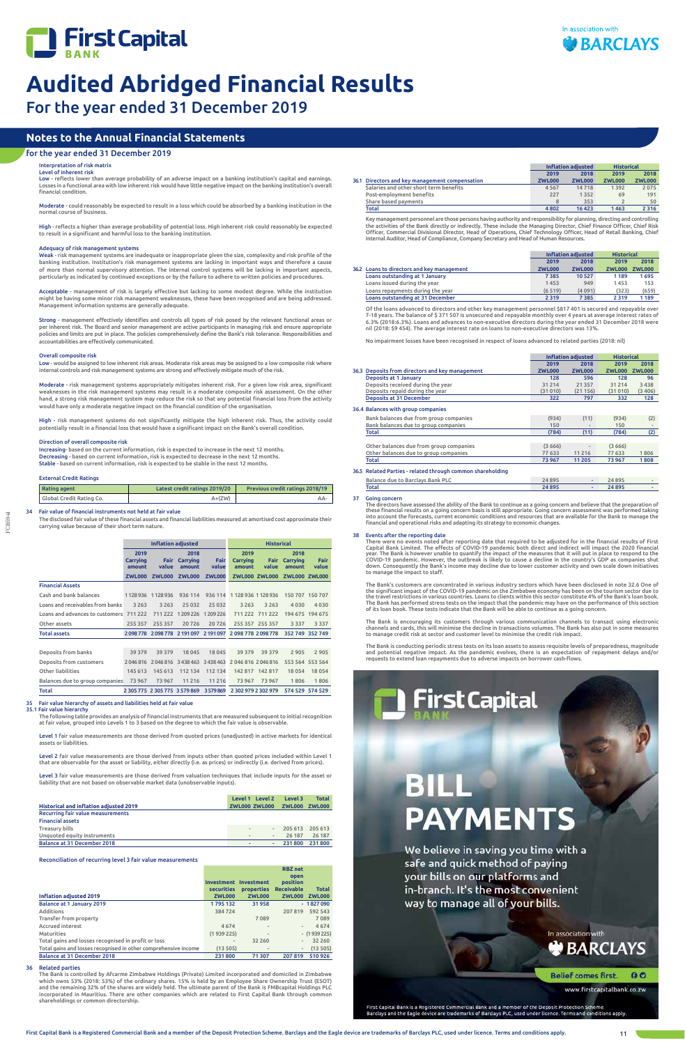# Audited Abridged Financial Results

## For the year ended 31 December 2019

## Notes to the Annual Financial Statements

### for the year ended 31 December 2019

**Interpretation of risk matrix**

**Level of inherent risk**

**Low** - reflects lower than average probability of an adverse impact on a banking institution's capital and earnings. Losses in a functional area with low inherent risk would have little negative impact on the banking institution's overall financial condition.

**Moderate** - could reasonably be expected to result in a loss which could be absorbed by a banking institution in the normal course of business.

**High** - reflects a higher than average probability of potential loss. High inherent risk could reasonably be expected to result in a significant and harmful loss to the banking institution.

**Adequacy of risk management systems**

**Weak** - risk management systems are inadequate or inappropriate given the size, complexity and risk profile of the banking institution. Institution's risk management systems are lacking in important ways and therefore a cause of more than normal supervisory attention. The internal control systems will be lacking in important aspects, particularly as indicated by continued exceptions or by the failure to adhere to written policies and procedures.

**Acceptable** - management of risk is largely effective but lacking to some modest degree. While the institution might be having some minor risk management weaknesses, these have been recognised and are being addressed. Management information systems are generally adequate.

**Strong** - management effectively identifies and controls all types of risk posed by the relevant functional areas or per inherent risk. The Board and senior management are active participants in managing risk and ensure appropriate policies and limits are put in place. The policies comprehensively define the Bank's risk tolerance. Responsibilities and accountabilities are effectively communicated.

**Overall composite risk**

**Low** - would be assigned to low inherent risk areas. Moderate risk areas may be assigned to a low composite risk where internal controls and risk management systems are strong and effectively mitigate much of the risk.

**Moderate** - risk management systems appropriately mitigates inherent risk. For a given low risk area, significant weaknesses in the risk management systems may result in a moderate composite risk assessment. On the other hand, a strong risk management system may reduce the risk so that any potential financial loss from the activity would have only a moderate negative impact on the financial condition of the organisation.

**High** - risk management systems do not significantly mitigate the high inherent risk. Thus, the activity could potentially result in a financial loss that would have a significant impact on the Bank's overall condition.

**Direction of overall composite risk**

**Increasing**- based on the current information, risk is expected to increase in the next 12 months.
**Decreasing** - based on current information, risk is expected to decrease in the next 12 months.
**Stable** - based on current information, risk is expected to be stable in the next 12 months.

**External Credit Ratings**

| Rating agent | Latest credit ratings 2019/20 | Previous credit ratings 2018/19 |
|---|---|---|
| Global Credit Rating Co. | A+(ZW) | AA- |

**34 Fair value of financial instruments not held at fair value**

The disclosed fair value of these financial assets and financial liabilities measured at amortised cost approximate their carrying value because of their short term nature.

| | Inflation adjusted | | | | Historical | | | |
|---|---|---|---|---|---|---|---|---|
| | 2019 Carrying amount | 2019 Fair value | 2018 Carrying amount | 2018 Fair value | 2019 Carrying amount | 2019 Fair value | 2018 Carrying amount | 2018 Fair value |
| | ZWL000 | ZWL000 | ZWL000 | ZWL000 | ZWL000 | ZWL000 | ZWL000 | ZWL000 |
| **Financial Assets** | | | | | | | | |
| Cash and bank balances | 1 128 936 | 1 128 936 | 936 114 | 936 114 | 1 128 936 | 1 128 936 | 150 707 | 150 707 |
| Loans and receivables from banks | 3 263 | 3 263 | 25 032 | 25 032 | 3 263 | 3 263 | 4 030 | 4 030 |
| Loans and advances to customers | 711 222 | 711 222 | 1 209 226 | 1 209 226 | 711 222 | 711 222 | 194 675 | 194 675 |
| Other assets | 255 357 | 255 357 | 20 726 | 20 726 | 255 357 | 255 357 | 3 337 | 3 337 |
| **Total assets** | 2 098 778 | 2 098 778 | 2 191 097 | 2 191 097 | 2 098 778 | 2 098 778 | 352 749 | 352 749 |
| | | | | | | | | |
| Deposits from banks | 39 379 | 39 379 | 18 045 | 18 045 | 39 379 | 39 379 | 2 905 | 2 905 |
| Deposits from customers | 2 046 816 | 2 046 816 | 3 438 463 | 3 438 463 | 2 046 816 | 2 046 816 | 553 564 | 553 564 |
| Other liabilities | 145 613 | 145 613 | 112 134 | 112 134 | 142 817 | 142 817 | 18 054 | 18 054 |
| Balances due to group companies | 73 967 | 73 967 | 11 216 | 11 216 | 73 967 | 73 967 | 1 806 | 1 806 |
| **Total** | 2 305 775 | 2 305 775 | 3 579 869 | 3579869 | 2 302 979 | 2 302 979 | 574 529 | 574 529 |

**35 Fair value hierarchy of assets and liabilities held at fair value**

**35.1 Fair value hierarchy**

The following table provides an analysis of financial instruments that are measured subsequent to initial recognition at fair value, grouped into Levels 1 to 3 based on the degree to which the fair value is observable.

**Level 1** fair value measurements are those derived from quoted prices (unadjusted) in active markets for identical assets or liabilities.

**Level 2** fair value measurements are those derived from inputs other than quoted prices included within Level 1 that are observable for the asset or liability, either directly (i.e. as prices) or indirectly (i.e. derived from prices).

**Level 3** fair value measurements are those derived from valuation techniques that include inputs for the asset or liability that are not based on observable market data (unobservable inputs).

| Historical and inflation adjusted 2019 | Level 1 ZWL000 | Level 2 ZWL000 | Level 3 ZWL000 | Total ZWL000 |
|---|---|---|---|---|
| **Recurring fair value measurements** | | | | |
| **Financial assets** | | | | |
| Treasury bills | - | - | 205 613 | 205 613 |
| Unquoted equity instruments | - | - | 26 187 | 26 187 |
| **Balance at 31 December 2018** | - | - | 231 800 | 231 800 |

**Reconciliation of recurring level 3 fair value measurements**

| Inflation adjusted 2019 | Investment securities ZWL000 | Investment properties ZWL000 | RBZ net open position Receivable ZWL000 | Total ZWL000 |
|---|---|---|---|---|
| **Balance at 1 January 2019** | 1 795 132 | 31 958 | - | 1 827 090 |
| Additions | 384 724 | | 207 819 | 592 543 |
| Transfer from property | | 7 089 | | 7 089 |
| Accrued interest | 4 674 | - | - | 4 674 |
| Maturities | (1 939 225) | - | - | (1 939 225) |
| Total gains and losses recognised in profit or loss | - | 32 260 | - | 32 260 |
| Total gains and losses recognised in other comprehensive income | (13 505) | - | - | (13 505) |
| **Balance at 31 December 2018** | 231 800 | 71 307 | 207 819 | 510 926 |

**36 Related parties**

The Bank is controlled by Afcarme Zimbabwe Holdings (Private) Limited incorporated and domiciled in Zimbabwe which owns 53% (2018: 53%) of the ordinary shares. 15% is held by an Employee Share Ownership Trust (ESOT) and the remaining 32% of the shares are widely held. The ultimate parent of the Bank is FMBcapital Holdings Plc incorporated in Mauritius. There are other companies which are related to First Capital Bank through common shareholdings or common directorship.

| | Inflation adjusted | | Historical | |
|---|---|---|---|---|
| | 2019 | 2018 | 2019 | 2018 |
| **36.1 Directors and key management compensation** | ZWL000 | ZWL000 | ZWL000 | ZWL000 |
| Salaries and other short term benefits | 4 567 | 14 718 | 1 392 | 2 075 |
| Post-employment benefits | 227 | 1 352 | 69 | 191 |
| Share based payments | 8 | 353 | 2 | 50 |
| **Total** | 4 802 | 16 423 | 1 463 | 2 316 |

Key management personnel are those persons having authority and responsibility for planning, directing and controlling the activities of the Bank directly or indirectly. These include the Managing Director, Chief Finance Officer, Chief Risk Officer, Commercial Divisional Director, Head of Operations, Chief Technology Officer, Head of Retail Banking, Chief Internal Auditor, Head of Compliance, Company Secretary and Head of Human Resources.

| | Inflation adjusted | | Historical | |
|---|---|---|---|---|
| | 2019 | 2018 | 2019 | 2018 |
| **36.2 Loans to directors and key management** | ZWL000 | ZWL000 | ZWL000 | ZWL000 |
| **Loans outstanding at 1 January** | 7 385 | 10 527 | 1 189 | 1 695 |
| Loans issued during the year | 1 453 | 949 | 1 453 | 153 |
| Loans repayments during the year | (6 519) | (4 091) | (323) | (659) |
| **Loans outstanding at 31 December** | 2 319 | 7 385 | 2 319 | 1 189 |

Of the loans advanced to directors and other key management personnel $817 401 is secured and repayable over 7-18 years. The balance of $ 371 507 is unsecured and repayable monthly over 4 years at average interest rates of 6.3% (2018:6.3%). Loans and advances to non-executive directors during the year ended 31 December 2018 were nil (2018: $9 454). The average interest rate on loans to non-executive directors was 13%.

No impairment losses have been recognised in respect of loans advanced to related parties (2018: nil)

| | Inflation adjusted | | Historical | |
|---|---|---|---|---|
| | 2019 | 2018 | 2019 | 2018 |
| **36.3 Deposits from directors and key management** | ZWL000 | ZWL000 | ZWL000 | ZWL000 |
| **Deposits at 1 January** | 128 | 596 | 128 | 96 |
| Deposits received during the year | 31 214 | 21 357 | 31 214 | 3 438 |
| Deposits repaid during the year | (31 010) | (21 156) | (31 010) | (3 406) |
| **Deposits at 31 December** | 322 | 797 | 332 | 128 |
| **36.4 Balances with group companies** | | | | |
| Bank balances due from group companies | (934) | (11) | (934) | (2) |
| Bank balances due to group companies | 150 | - | 150 | - |
| **Total** | (784) | (11) | (784) | (2) |
| | | | | |
| Other balances due from group companies | (3 666) | - | (3 666) | |
| Other balances due to group companies | 77 633 | 11 216 | 77 633 | 1 806 |
| **Total** | 73 967 | 11 205 | 73 967 | 1 808 |
| **36.5 Related Parties - related from common shareholding** | | | | |
| Balance due to Barclays Bank PLC | 24 895 | - | 24 895 | - |
| **Total** | 24 895 | - | 24 895 | - |

**37 Going concern**

The directors have assessed the ability of the Bank to continue as a going concern and believe that the preparation of these financial results on a going concern basis is still appropriate. Going concern assessment was performed taking into account the forecasts, current economic conditions and resources that are available for the Bank to manage the financial and operational risks and adapting its strategy to economic changes.

**38 Events after the reporting date**

There were no events noted after reporting date that required to be adjusted for in the financial results of First Capital Bank Limited. The effects of COVID-19 pandemic both direct and indirect will impact the 2020 Financial year. The Bank is however unable to quantify the impact of the measures that it will put in place to respond to the COVID-19 pandemic. However, the outbreak is likely to cause a decline in the country's GDP as companies shut down. Consequently the Bank's income may decline due to lower customer activity and own scale down initiatives to manage the impact to staff.

The Bank's customers are concentrated in various industry sectors which have been disclosed in note 32.6 One of the significant impact of the COVID-19 pandemic on the Zimbabwe economy has been on the tourism sector due to the travel restrictions in various countries. Loans to clients within this sector constitute 4% of the Bank's loan book. The Bank has performed stress tests on the impact that the pandemic may have on the performance of this section of its loan book. These tests indicate that the Bank will be able to continue as a going concern.

The Bank is encouraging its customers through various communication channels to transact using electronic channels and cards, this will minimise the decline in transactions volumes. The Bank has also put in some measures to manage credit risk at sector and customer level to minimise the credit risk impact.

The Bank is conducting periodic stress tests on its loan assets to assess requisite levels of preparedness, magnitude and potential negative impact. As the pandemic evolves, there is an expectation of repayment delays and/or requests to extend loan repayments due to adverse impacts on borrower cash-flows.

First Capital BANK

BILL PAYMENTS

We believe in saving you time with a safe and quick method of paying your bills on our platforms and in-branch. It's the most convenient way to manage all of your bills.

In association with BARCLAYS

Belief comes first.

www.firstcapitalbank.co.zw

First Capital Bank is a Registered Commercial Bank and a member of the Deposit Protection Scheme. Barclays and the Eagle device are trademarks of Barclays PLC, used under licence. Terms and conditions apply.